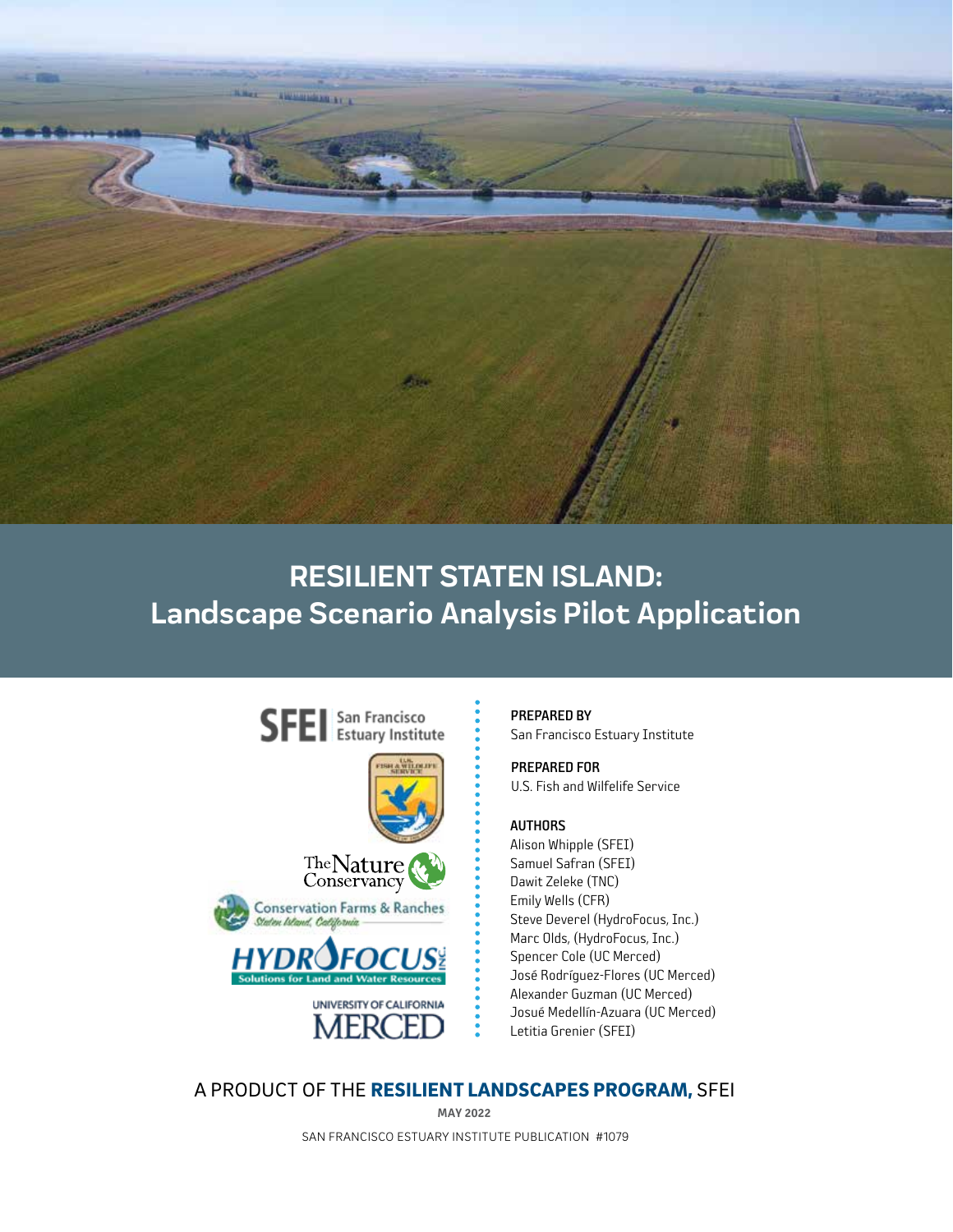# RESILIENT STATEN ISLAND: Landscape Scenario Analysis Pilot Application

**PREPARED BY**
San Francisco Estuary Institute

**PREPARED FOR**
U.S. Fish and Wilfelife Service

**AUTHORS**
Alison Whipple (SFEI)
Samuel Safran (SFEI)
Dawit Zeleke (TNC)
Emily Wells (CFR)
Steve Deverel (HydroFocus, Inc.)
Marc Olds, (HydroFocus, Inc.)
Spencer Cole (UC Merced)
José Rodríguez-Flores (UC Merced)
Alexander Guzman (UC Merced)
Josué Medellín-Azuara (UC Merced)
Letitia Grenier (SFEI)

A PRODUCT OF THE **RESILIENT LANDSCAPES PROGRAM,** SFEI

MAY 2022

SAN FRANCISCO ESTUARY INSTITUTE PUBLICATION #1079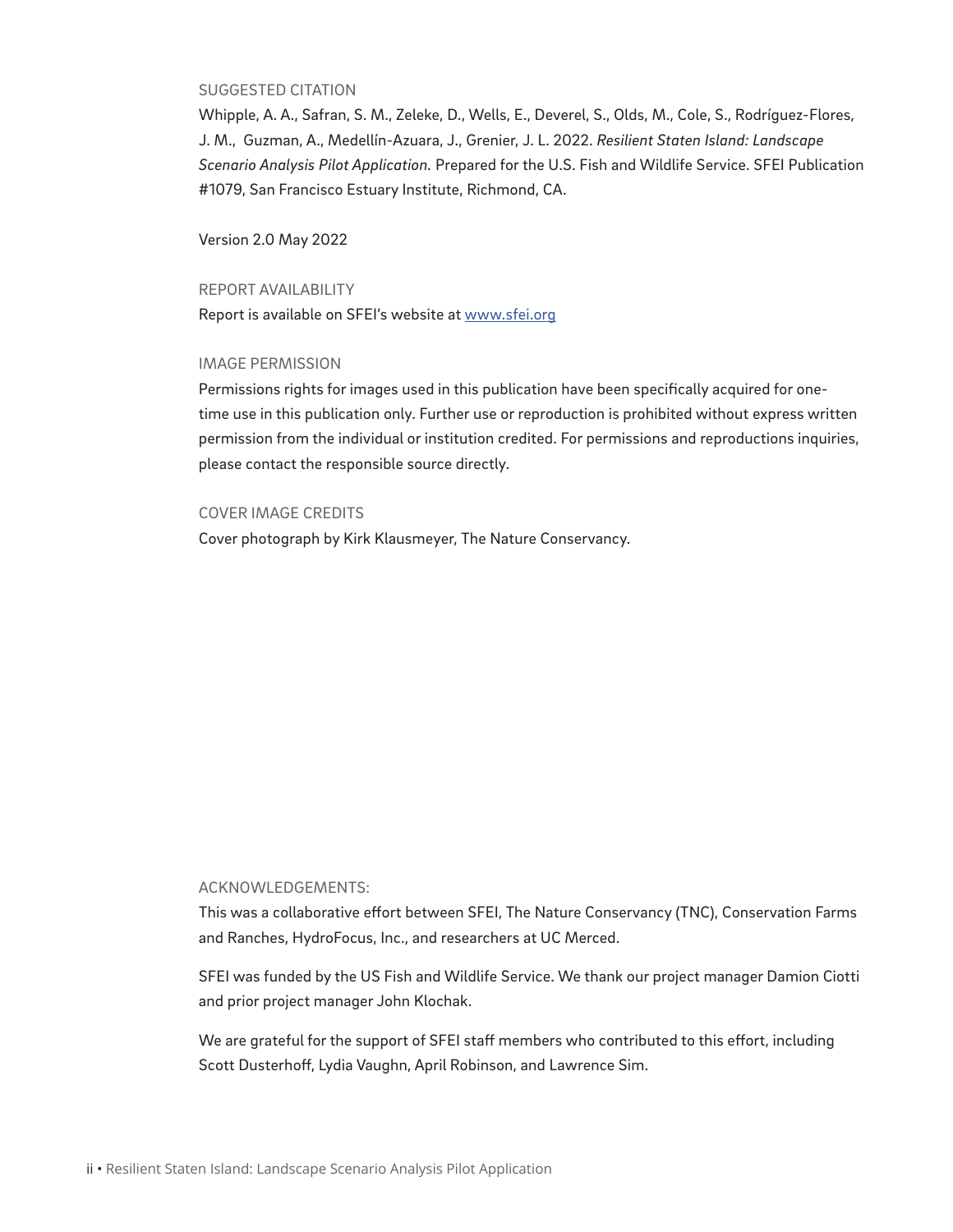## SUGGESTED CITATION

Whipple, A. A., Safran, S. M., Zeleke, D., Wells, E., Deverel, S., Olds, M., Cole, S., Rodríguez-Flores, J. M., Guzman, A., Medellín-Azuara, J., Grenier, J. L. 2022. *Resilient Staten Island: Landscape Scenario Analysis Pilot Application.* Prepared for the U.S. Fish and Wildlife Service. SFEI Publication #1079, San Francisco Estuary Institute, Richmond, CA.

Version 2.0 May 2022

## REPORT AVAILABILITY

Report is available on SFEI's website at www.sfei.org

## IMAGE PERMISSION

Permissions rights for images used in this publication have been specifically acquired for one-time use in this publication only. Further use or reproduction is prohibited without express written permission from the individual or institution credited. For permissions and reproductions inquiries, please contact the responsible source directly.

## COVER IMAGE CREDITS

Cover photograph by Kirk Klausmeyer, The Nature Conservancy.

## ACKNOWLEDGEMENTS:

This was a collaborative effort between SFEI, The Nature Conservancy (TNC), Conservation Farms and Ranches, HydroFocus, Inc., and researchers at UC Merced.

SFEI was funded by the US Fish and Wildlife Service. We thank our project manager Damion Ciotti and prior project manager John Klochak.

We are grateful for the support of SFEI staff members who contributed to this effort, including Scott Dusterhoff, Lydia Vaughn, April Robinson, and Lawrence Sim.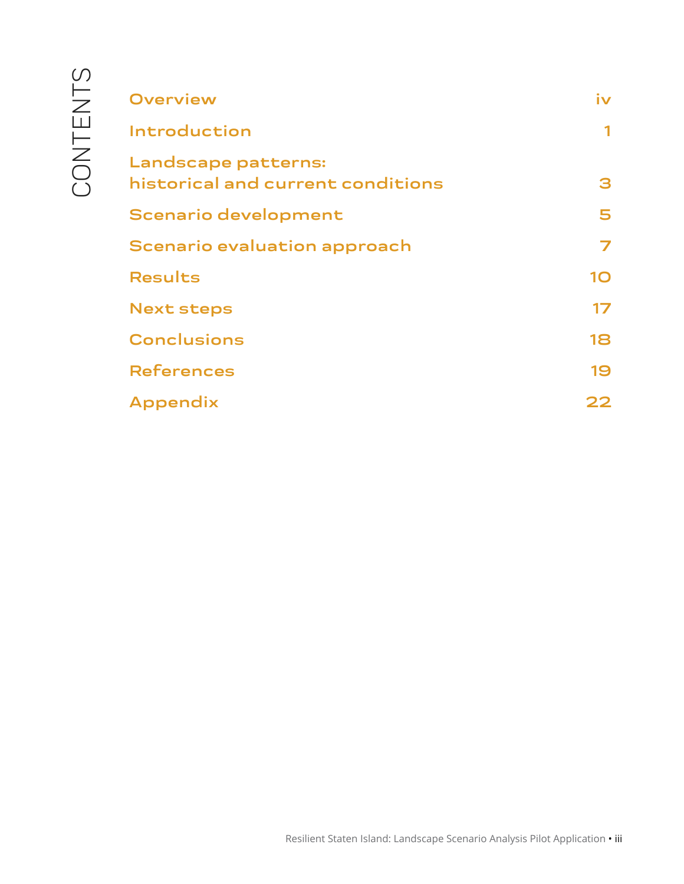# CONTENTS

| | |
|---|---|
| Overview | iv |
| Introduction | 1 |
| Landscape patterns: historical and current conditions | 3 |
| Scenario development | 5 |
| Scenario evaluation approach | 7 |
| Results | 10 |
| Next steps | 17 |
| Conclusions | 18 |
| References | 19 |
| Appendix | 22 |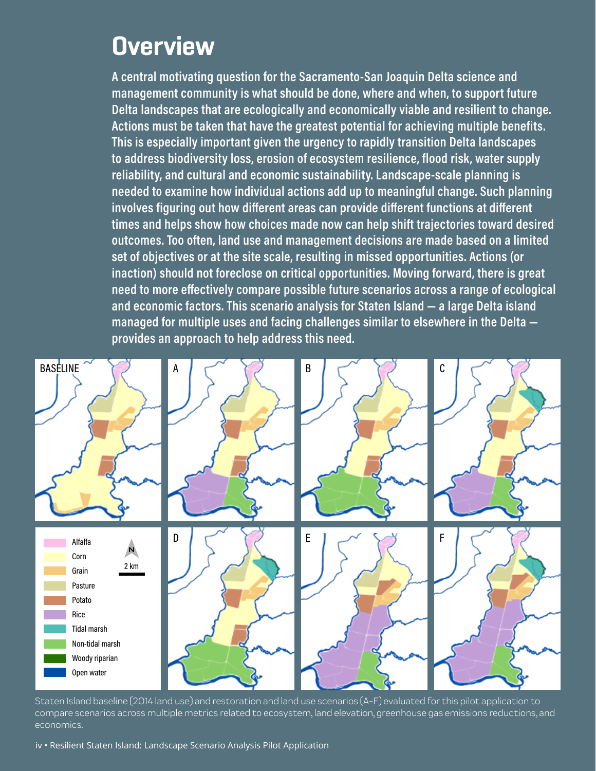# Overview

**A central motivating question for the Sacramento-San Joaquin Delta science and management community is what should be done, where and when, to support future Delta landscapes that are ecologically and economically viable and resilient to change. Actions must be taken that have the greatest potential for achieving multiple benefits. This is especially important given the urgency to rapidly transition Delta landscapes to address biodiversity loss, erosion of ecosystem resilience, flood risk, water supply reliability, and cultural and economic sustainability. Landscape-scale planning is needed to examine how individual actions add up to meaningful change. Such planning involves figuring out how different areas can provide different functions at different times and helps show how choices made now can help shift trajectories toward desired outcomes. Too often, land use and management decisions are made based on a limited set of objectives or at the site scale, resulting in missed opportunities. Actions (or inaction) should not foreclose on critical opportunities. Moving forward, there is great need to more effectively compare possible future scenarios across a range of ecological and economic factors. This scenario analysis for Staten Island — a large Delta island managed for multiple uses and facing challenges similar to elsewhere in the Delta — provides an approach to help address this need.**

Staten Island baseline (2014 land use) and restoration and land use scenarios (A-F) evaluated for this pilot application to compare scenarios across multiple metrics related to ecosystem, land elevation, greenhouse gas emissions reductions, and economics.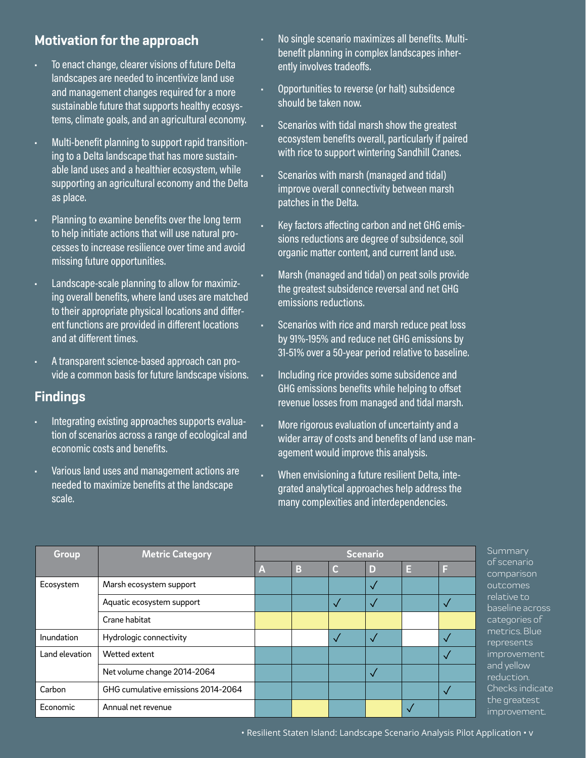## Motivation for the approach

- To enact change, clearer visions of future Delta landscapes are needed to incentivize land use and management changes required for a more sustainable future that supports healthy ecosystems, climate goals, and an agricultural economy.
- Multi-benefit planning to support rapid transitioning to a Delta landscape that has more sustainable land uses and a healthier ecosystem, while supporting an agricultural economy and the Delta as place.
- Planning to examine benefits over the long term to help initiate actions that will use natural processes to increase resilience over time and avoid missing future opportunities.
- Landscape-scale planning to allow for maximizing overall benefits, where land uses are matched to their appropriate physical locations and different functions are provided in different locations and at different times.
- A transparent science-based approach can provide a common basis for future landscape visions.

## Findings

- Integrating existing approaches supports evaluation of scenarios across a range of ecological and economic costs and benefits.
- Various land uses and management actions are needed to maximize benefits at the landscape scale.
- No single scenario maximizes all benefits. Multi-benefit planning in complex landscapes inherently involves tradeoffs.
- Opportunities to reverse (or halt) subsidence should be taken now.
- Scenarios with tidal marsh show the greatest ecosystem benefits overall, particularly if paired with rice to support wintering Sandhill Cranes.
- Scenarios with marsh (managed and tidal) improve overall connectivity between marsh patches in the Delta.
- Key factors affecting carbon and net GHG emissions reductions are degree of subsidence, soil organic matter content, and current land use.
- Marsh (managed and tidal) on peat soils provide the greatest subsidence reversal and net GHG emissions reductions.
- Scenarios with rice and marsh reduce peat loss by 91%-195% and reduce net GHG emissions by 31-51% over a 50-year period relative to baseline.
- Including rice provides some subsidence and GHG emissions benefits while helping to offset revenue losses from managed and tidal marsh.
- More rigorous evaluation of uncertainty and a wider array of costs and benefits of land use management would improve this analysis.
- When envisioning a future resilient Delta, integrated analytical approaches help address the many complexities and interdependencies.

| Group | Metric Category | Scenario | | | | | |
|---|---|---|---|---|---|---|---|
| | | A | B | C | D | E | F |
| Ecosystem | Marsh ecosystem support | Blue | Blue | Blue | Blue ✓ | Blue | Blue |
| | Aquatic ecosystem support | Blue | Blue | Blue ✓ | Blue ✓ | Blue | Blue ✓ |
| | Crane habitat | Yellow | Yellow | Yellow | Yellow | | Yellow |
| Inundation | Hydrologic connectivity | | | Blue ✓ | Blue ✓ | | Blue ✓ |
| Land elevation | Wetted extent | Blue | Blue | Blue | Blue | Blue | Blue ✓ |
| | Net volume change 2014-2064 | Blue | Blue | Blue | Blue ✓ | Blue | Blue |
| Carbon | GHG cumulative emissions 2014-2064 | Blue | Blue | Blue | Blue | Blue | Blue ✓ |
| Economic | Annual net revenue | Blue | Yellow | Blue | Yellow | Blue ✓ | Blue |

Summary of scenario comparison outcomes relative to baseline across categories of metrics. Blue represents improvement and yellow reduction. Checks indicate the greatest improvement.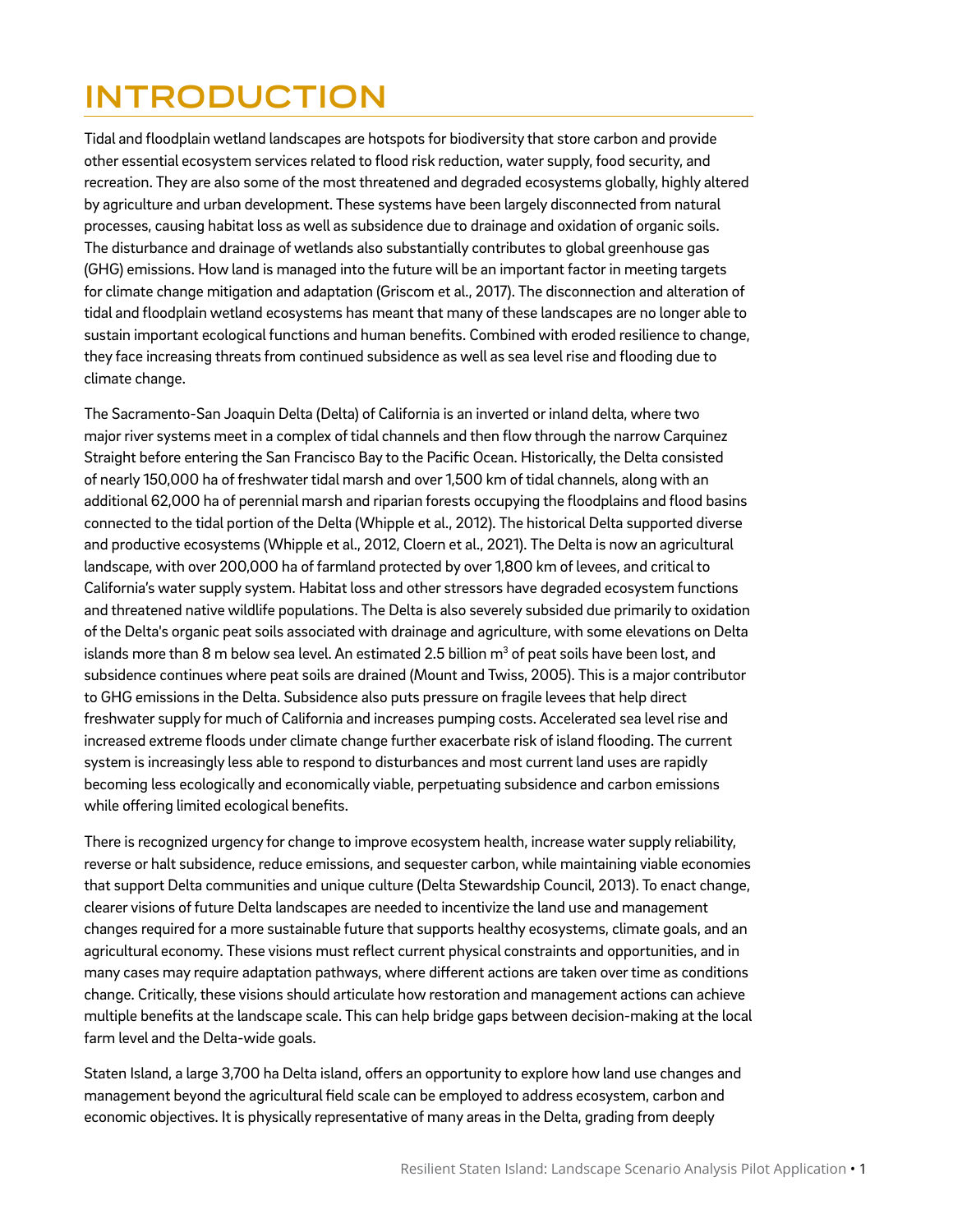# INTRODUCTION

Tidal and floodplain wetland landscapes are hotspots for biodiversity that store carbon and provide other essential ecosystem services related to flood risk reduction, water supply, food security, and recreation. They are also some of the most threatened and degraded ecosystems globally, highly altered by agriculture and urban development. These systems have been largely disconnected from natural processes, causing habitat loss as well as subsidence due to drainage and oxidation of organic soils. The disturbance and drainage of wetlands also substantially contributes to global greenhouse gas (GHG) emissions. How land is managed into the future will be an important factor in meeting targets for climate change mitigation and adaptation (Griscom et al., 2017). The disconnection and alteration of tidal and floodplain wetland ecosystems has meant that many of these landscapes are no longer able to sustain important ecological functions and human benefits. Combined with eroded resilience to change, they face increasing threats from continued subsidence as well as sea level rise and flooding due to climate change.

The Sacramento-San Joaquin Delta (Delta) of California is an inverted or inland delta, where two major river systems meet in a complex of tidal channels and then flow through the narrow Carquinez Straight before entering the San Francisco Bay to the Pacific Ocean. Historically, the Delta consisted of nearly 150,000 ha of freshwater tidal marsh and over 1,500 km of tidal channels, along with an additional 62,000 ha of perennial marsh and riparian forests occupying the floodplains and flood basins connected to the tidal portion of the Delta (Whipple et al., 2012). The historical Delta supported diverse and productive ecosystems (Whipple et al., 2012, Cloern et al., 2021). The Delta is now an agricultural landscape, with over 200,000 ha of farmland protected by over 1,800 km of levees, and critical to California's water supply system. Habitat loss and other stressors have degraded ecosystem functions and threatened native wildlife populations. The Delta is also severely subsided due primarily to oxidation of the Delta's organic peat soils associated with drainage and agriculture, with some elevations on Delta islands more than 8 m below sea level. An estimated 2.5 billion $m^3$ of peat soils have been lost, and subsidence continues where peat soils are drained (Mount and Twiss, 2005). This is a major contributor to GHG emissions in the Delta. Subsidence also puts pressure on fragile levees that help direct freshwater supply for much of California and increases pumping costs. Accelerated sea level rise and increased extreme floods under climate change further exacerbate risk of island flooding. The current system is increasingly less able to respond to disturbances and most current land uses are rapidly becoming less ecologically and economically viable, perpetuating subsidence and carbon emissions while offering limited ecological benefits.

There is recognized urgency for change to improve ecosystem health, increase water supply reliability, reverse or halt subsidence, reduce emissions, and sequester carbon, while maintaining viable economies that support Delta communities and unique culture (Delta Stewardship Council, 2013). To enact change, clearer visions of future Delta landscapes are needed to incentivize the land use and management changes required for a more sustainable future that supports healthy ecosystems, climate goals, and an agricultural economy. These visions must reflect current physical constraints and opportunities, and in many cases may require adaptation pathways, where different actions are taken over time as conditions change. Critically, these visions should articulate how restoration and management actions can achieve multiple benefits at the landscape scale. This can help bridge gaps between decision-making at the local farm level and the Delta-wide goals.

Staten Island, a large 3,700 ha Delta island, offers an opportunity to explore how land use changes and management beyond the agricultural field scale can be employed to address ecosystem, carbon and economic objectives. It is physically representative of many areas in the Delta, grading from deeply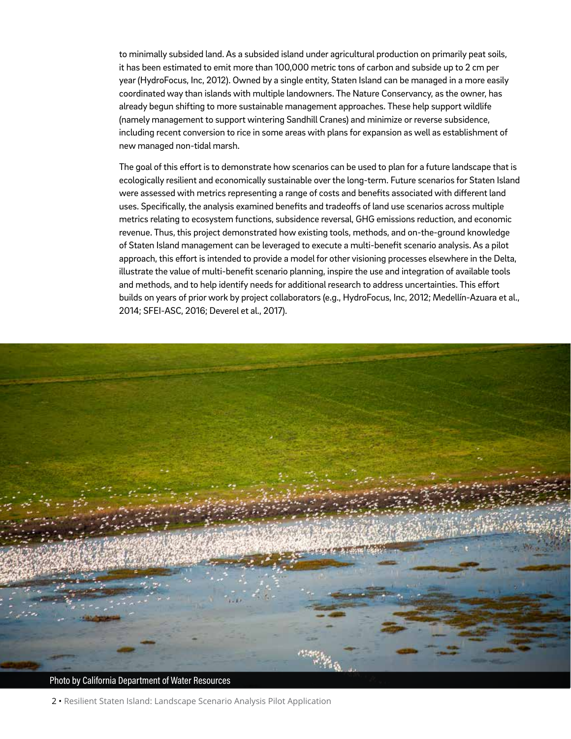to minimally subsided land. As a subsided island under agricultural production on primarily peat soils, it has been estimated to emit more than 100,000 metric tons of carbon and subside up to 2 cm per year (HydroFocus, Inc, 2012). Owned by a single entity, Staten Island can be managed in a more easily coordinated way than islands with multiple landowners. The Nature Conservancy, as the owner, has already begun shifting to more sustainable management approaches. These help support wildlife (namely management to support wintering Sandhill Cranes) and minimize or reverse subsidence, including recent conversion to rice in some areas with plans for expansion as well as establishment of new managed non-tidal marsh.

The goal of this effort is to demonstrate how scenarios can be used to plan for a future landscape that is ecologically resilient and economically sustainable over the long-term. Future scenarios for Staten Island were assessed with metrics representing a range of costs and benefits associated with different land uses. Specifically, the analysis examined benefits and tradeoffs of land use scenarios across multiple metrics relating to ecosystem functions, subsidence reversal, GHG emissions reduction, and economic revenue. Thus, this project demonstrated how existing tools, methods, and on-the-ground knowledge of Staten Island management can be leveraged to execute a multi-benefit scenario analysis. As a pilot approach, this effort is intended to provide a model for other visioning processes elsewhere in the Delta, illustrate the value of multi-benefit scenario planning, inspire the use and integration of available tools and methods, and to help identify needs for additional research to address uncertainties. This effort builds on years of prior work by project collaborators (e.g., HydroFocus, Inc, 2012; Medellín-Azuara et al., 2014; SFEI-ASC, 2016; Deverel et al., 2017).

Photo by California Department of Water Resources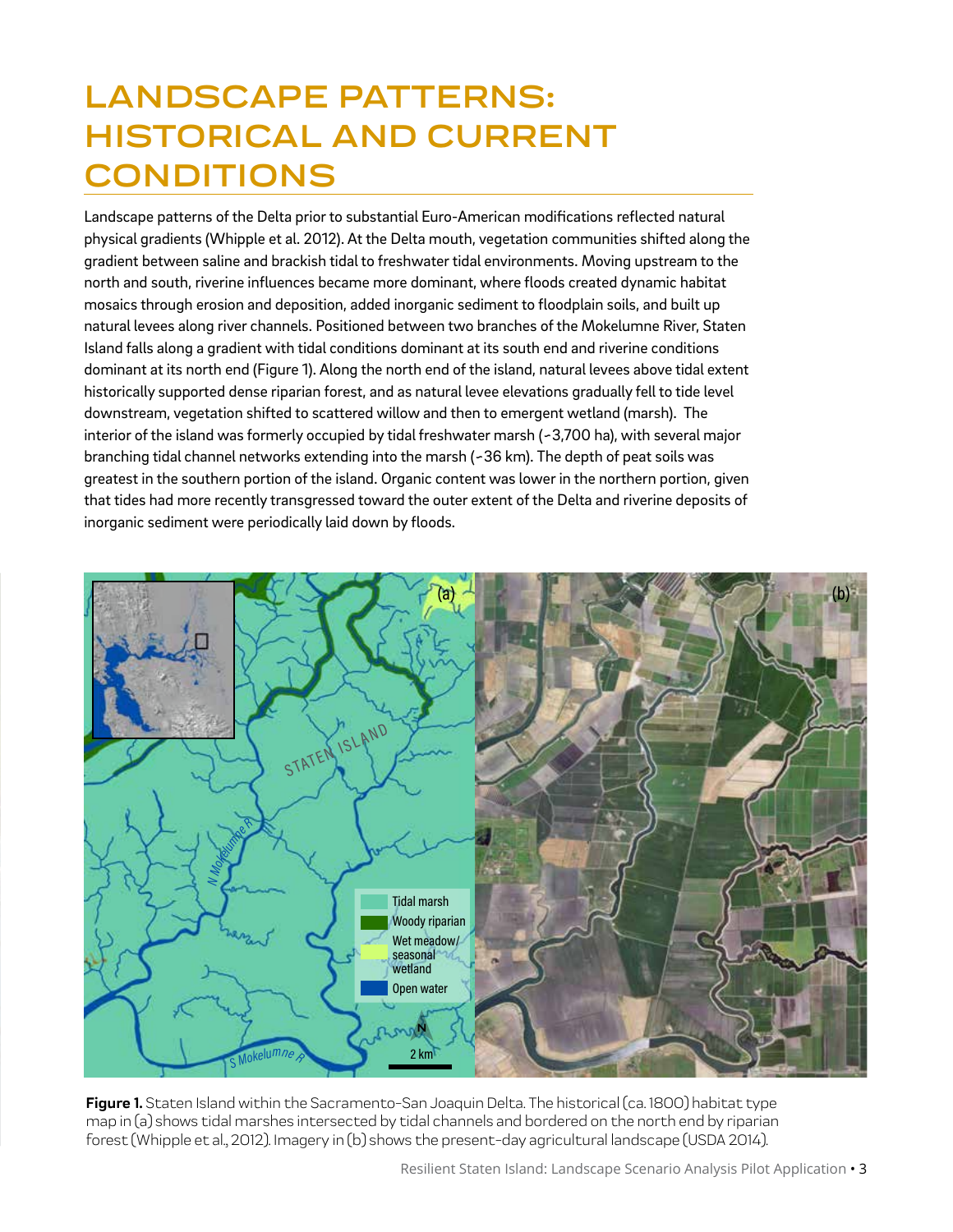# LANDSCAPE PATTERNS: HISTORICAL AND CURRENT CONDITIONS

Landscape patterns of the Delta prior to substantial Euro-American modifications reflected natural physical gradients (Whipple et al. 2012). At the Delta mouth, vegetation communities shifted along the gradient between saline and brackish tidal to freshwater tidal environments. Moving upstream to the north and south, riverine influences became more dominant, where floods created dynamic habitat mosaics through erosion and deposition, added inorganic sediment to floodplain soils, and built up natural levees along river channels. Positioned between two branches of the Mokelumne River, Staten Island falls along a gradient with tidal conditions dominant at its south end and riverine conditions dominant at its north end (Figure 1). Along the north end of the island, natural levees above tidal extent historically supported dense riparian forest, and as natural levee elevations gradually fell to tide level downstream, vegetation shifted to scattered willow and then to emergent wetland (marsh). The interior of the island was formerly occupied by tidal freshwater marsh (~3,700 ha), with several major branching tidal channel networks extending into the marsh (~36 km). The depth of peat soils was greatest in the southern portion of the island. Organic content was lower in the northern portion, given that tides had more recently transgressed toward the outer extent of the Delta and riverine deposits of inorganic sediment were periodically laid down by floods.

**Figure 1.** Staten Island within the Sacramento-San Joaquin Delta. The historical (ca. 1800) habitat type map in (a) shows tidal marshes intersected by tidal channels and bordered on the north end by riparian forest (Whipple et al., 2012). Imagery in (b) shows the present-day agricultural landscape (USDA 2014).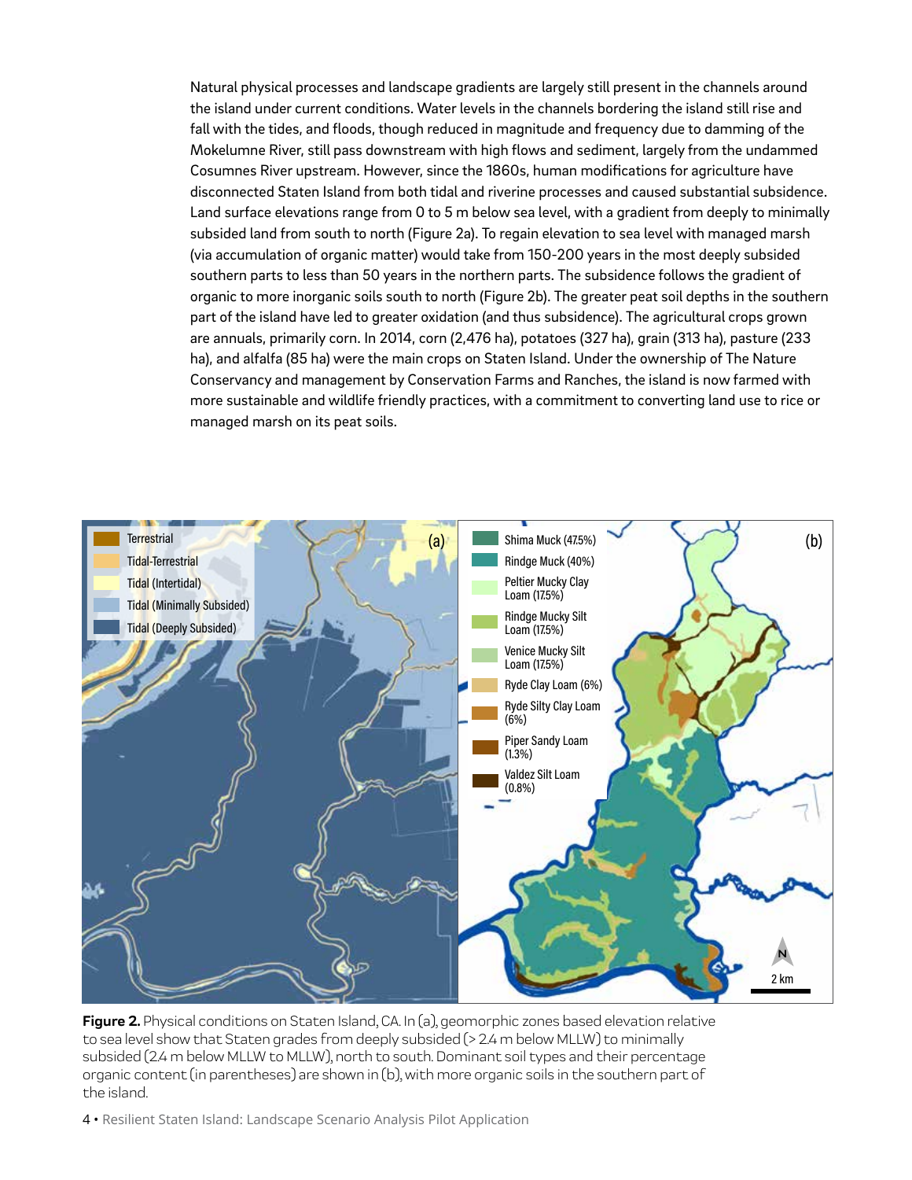Natural physical processes and landscape gradients are largely still present in the channels around the island under current conditions. Water levels in the channels bordering the island still rise and fall with the tides, and floods, though reduced in magnitude and frequency due to damming of the Mokelumne River, still pass downstream with high flows and sediment, largely from the undammed Cosumnes River upstream. However, since the 1860s, human modifications for agriculture have disconnected Staten Island from both tidal and riverine processes and caused substantial subsidence. Land surface elevations range from 0 to 5 m below sea level, with a gradient from deeply to minimally subsided land from south to north (Figure 2a). To regain elevation to sea level with managed marsh (via accumulation of organic matter) would take from 150-200 years in the most deeply subsided southern parts to less than 50 years in the northern parts. The subsidence follows the gradient of organic to more inorganic soils south to north (Figure 2b). The greater peat soil depths in the southern part of the island have led to greater oxidation (and thus subsidence). The agricultural crops grown are annuals, primarily corn. In 2014, corn (2,476 ha), potatoes (327 ha), grain (313 ha), pasture (233 ha), and alfalfa (85 ha) were the main crops on Staten Island. Under the ownership of The Nature Conservancy and management by Conservation Farms and Ranches, the island is now farmed with more sustainable and wildlife friendly practices, with a commitment to converting land use to rice or managed marsh on its peat soils.

**Figure 2.** Physical conditions on Staten Island, CA. In (a), geomorphic zones based elevation relative to sea level show that Staten grades from deeply subsided (> 2.4 m below MLLW) to minimally subsided (2.4 m below MLLW to MLLW), north to south. Dominant soil types and their percentage organic content (in parentheses) are shown in (b), with more organic soils in the southern part of the island.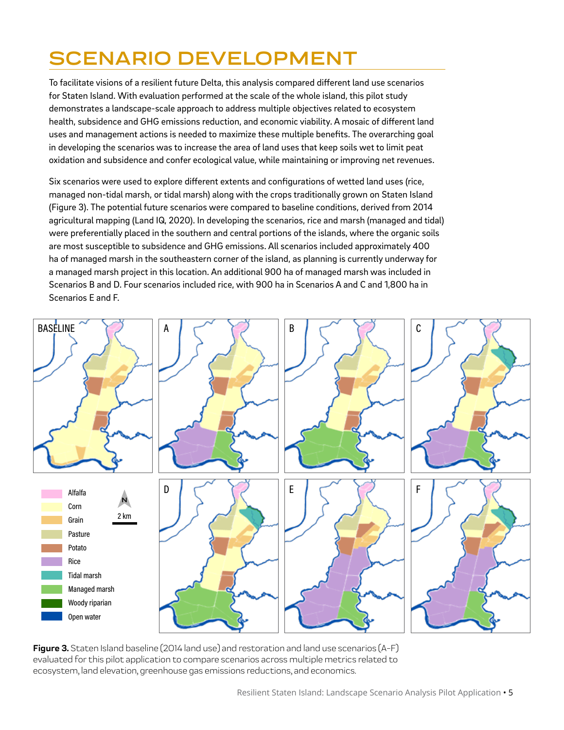# SCENARIO DEVELOPMENT

To facilitate visions of a resilient future Delta, this analysis compared different land use scenarios for Staten Island. With evaluation performed at the scale of the whole island, this pilot study demonstrates a landscape-scale approach to address multiple objectives related to ecosystem health, subsidence and GHG emissions reduction, and economic viability. A mosaic of different land uses and management actions is needed to maximize these multiple benefits. The overarching goal in developing the scenarios was to increase the area of land uses that keep soils wet to limit peat oxidation and subsidence and confer ecological value, while maintaining or improving net revenues.

Six scenarios were used to explore different extents and configurations of wetted land uses (rice, managed non-tidal marsh, or tidal marsh) along with the crops traditionally grown on Staten Island (Figure 3). The potential future scenarios were compared to baseline conditions, derived from 2014 agricultural mapping (Land IQ, 2020). In developing the scenarios, rice and marsh (managed and tidal) were preferentially placed in the southern and central portions of the islands, where the organic soils are most susceptible to subsidence and GHG emissions. All scenarios included approximately 400 ha of managed marsh in the southeastern corner of the island, as planning is currently underway for a managed marsh project in this location. An additional 900 ha of managed marsh was included in Scenarios B and D. Four scenarios included rice, with 900 ha in Scenarios A and C and 1,800 ha in Scenarios E and F.

**Figure 3.** Staten Island baseline (2014 land use) and restoration and land use scenarios (A-F) evaluated for this pilot application to compare scenarios across multiple metrics related to ecosystem, land elevation, greenhouse gas emissions reductions, and economics.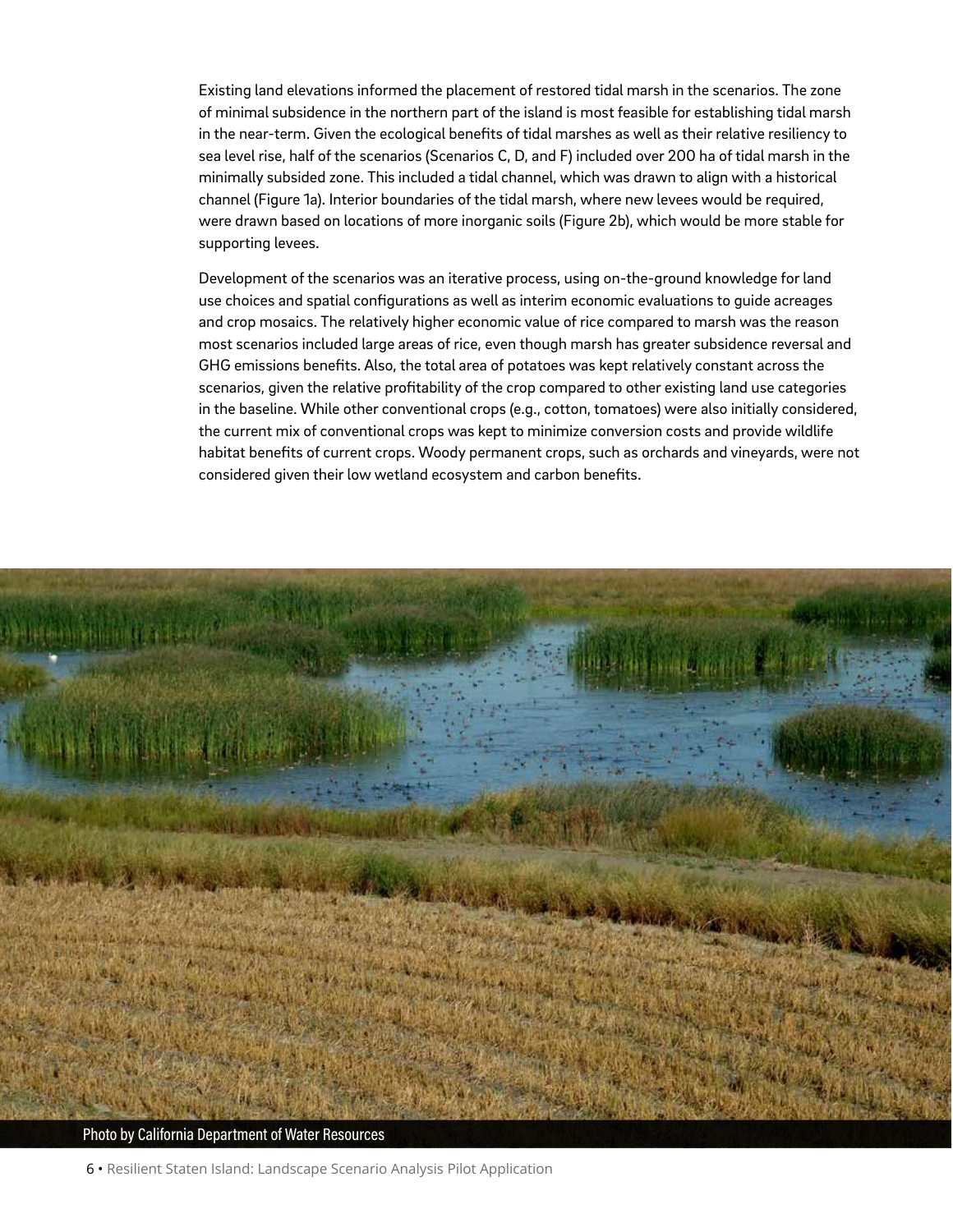Existing land elevations informed the placement of restored tidal marsh in the scenarios. The zone of minimal subsidence in the northern part of the island is most feasible for establishing tidal marsh in the near-term. Given the ecological benefits of tidal marshes as well as their relative resiliency to sea level rise, half of the scenarios (Scenarios C, D, and F) included over 200 ha of tidal marsh in the minimally subsided zone. This included a tidal channel, which was drawn to align with a historical channel (Figure 1a). Interior boundaries of the tidal marsh, where new levees would be required, were drawn based on locations of more inorganic soils (Figure 2b), which would be more stable for supporting levees.

Development of the scenarios was an iterative process, using on-the-ground knowledge for land use choices and spatial configurations as well as interim economic evaluations to guide acreages and crop mosaics. The relatively higher economic value of rice compared to marsh was the reason most scenarios included large areas of rice, even though marsh has greater subsidence reversal and GHG emissions benefits. Also, the total area of potatoes was kept relatively constant across the scenarios, given the relative profitability of the crop compared to other existing land use categories in the baseline. While other conventional crops (e.g., cotton, tomatoes) were also initially considered, the current mix of conventional crops was kept to minimize conversion costs and provide wildlife habitat benefits of current crops. Woody permanent crops, such as orchards and vineyards, were not considered given their low wetland ecosystem and carbon benefits.

Photo by California Department of Water Resources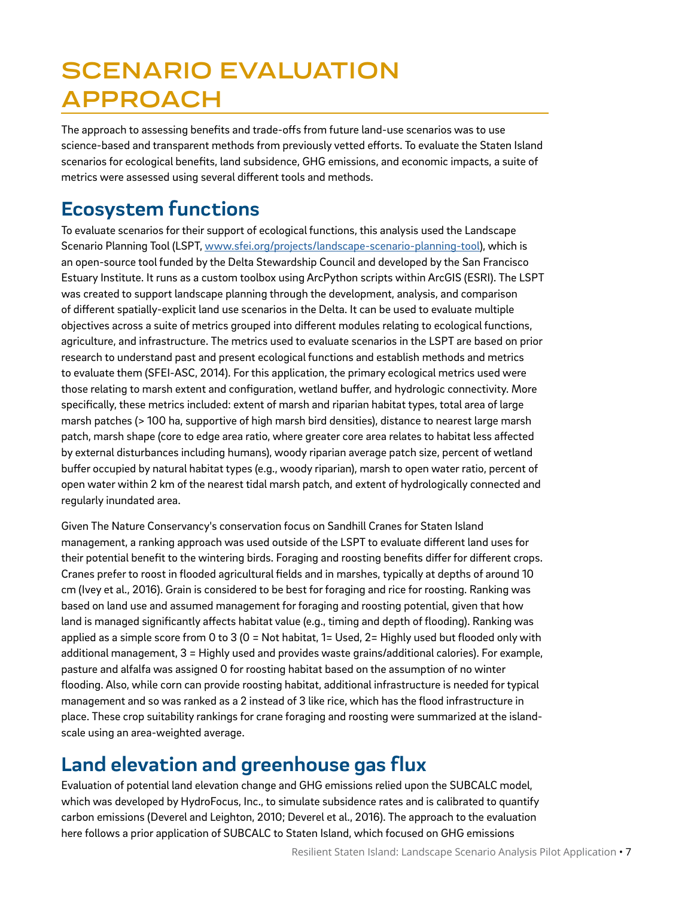# SCENARIO EVALUATION APPROACH

The approach to assessing benefits and trade-offs from future land-use scenarios was to use science-based and transparent methods from previously vetted efforts. To evaluate the Staten Island scenarios for ecological benefits, land subsidence, GHG emissions, and economic impacts, a suite of metrics were assessed using several different tools and methods.

## Ecosystem functions

To evaluate scenarios for their support of ecological functions, this analysis used the Landscape Scenario Planning Tool (LSPT, [www.sfei.org/projects/landscape-scenario-planning-tool](www.sfei.org/projects/landscape-scenario-planning-tool)), which is an open-source tool funded by the Delta Stewardship Council and developed by the San Francisco Estuary Institute. It runs as a custom toolbox using ArcPython scripts within ArcGIS (ESRI). The LSPT was created to support landscape planning through the development, analysis, and comparison of different spatially-explicit land use scenarios in the Delta. It can be used to evaluate multiple objectives across a suite of metrics grouped into different modules relating to ecological functions, agriculture, and infrastructure. The metrics used to evaluate scenarios in the LSPT are based on prior research to understand past and present ecological functions and establish methods and metrics to evaluate them (SFEI-ASC, 2014). For this application, the primary ecological metrics used were those relating to marsh extent and configuration, wetland buffer, and hydrologic connectivity. More specifically, these metrics included: extent of marsh and riparian habitat types, total area of large marsh patches (> 100 ha, supportive of high marsh bird densities), distance to nearest large marsh patch, marsh shape (core to edge area ratio, where greater core area relates to habitat less affected by external disturbances including humans), woody riparian average patch size, percent of wetland buffer occupied by natural habitat types (e.g., woody riparian), marsh to open water ratio, percent of open water within 2 km of the nearest tidal marsh patch, and extent of hydrologically connected and regularly inundated area.

Given The Nature Conservancy's conservation focus on Sandhill Cranes for Staten Island management, a ranking approach was used outside of the LSPT to evaluate different land uses for their potential benefit to the wintering birds. Foraging and roosting benefits differ for different crops. Cranes prefer to roost in flooded agricultural fields and in marshes, typically at depths of around 10 cm (Ivey et al., 2016). Grain is considered to be best for foraging and rice for roosting. Ranking was based on land use and assumed management for foraging and roosting potential, given that how land is managed significantly affects habitat value (e.g., timing and depth of flooding). Ranking was applied as a simple score from 0 to 3 (0 = Not habitat, 1= Used, 2= Highly used but flooded only with additional management, 3 = Highly used and provides waste grains/additional calories). For example, pasture and alfalfa was assigned 0 for roosting habitat based on the assumption of no winter flooding. Also, while corn can provide roosting habitat, additional infrastructure is needed for typical management and so was ranked as a 2 instead of 3 like rice, which has the flood infrastructure in place. These crop suitability rankings for crane foraging and roosting were summarized at the island-scale using an area-weighted average.

## Land elevation and greenhouse gas flux

Evaluation of potential land elevation change and GHG emissions relied upon the SUBCALC model, which was developed by HydroFocus, Inc., to simulate subsidence rates and is calibrated to quantify carbon emissions (Deverel and Leighton, 2010; Deverel et al., 2016). The approach to the evaluation here follows a prior application of SUBCALC to Staten Island, which focused on GHG emissions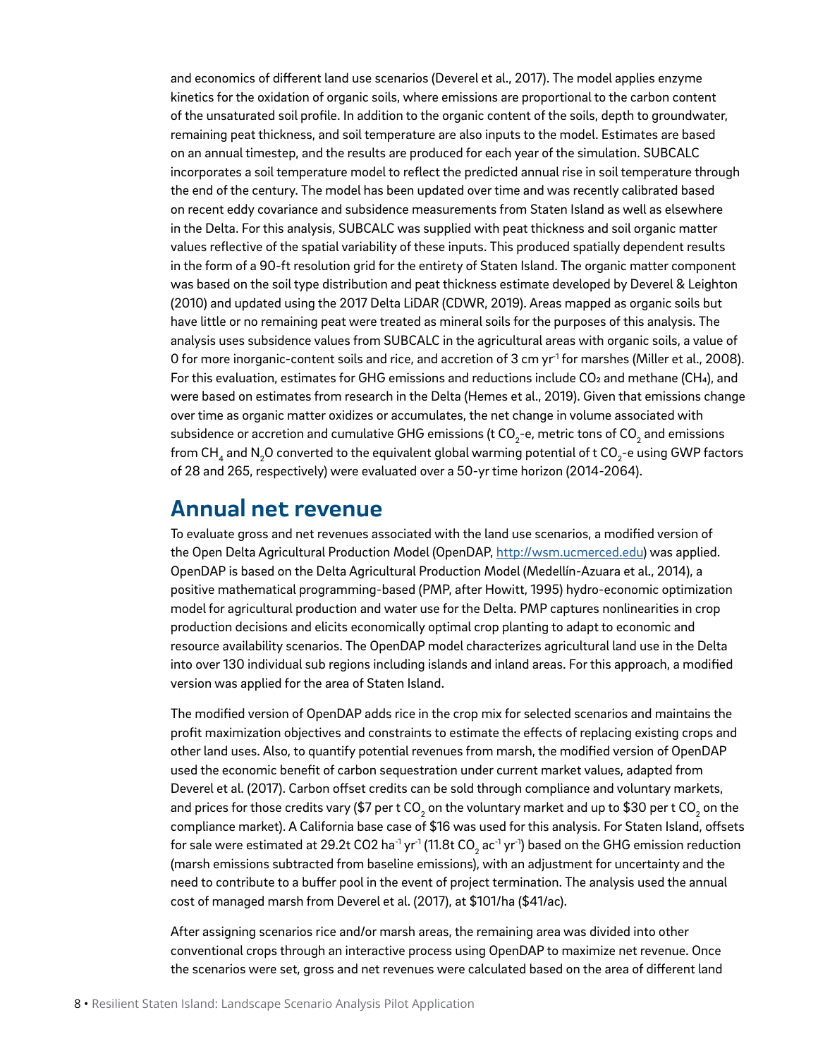and economics of different land use scenarios (Deverel et al., 2017). The model applies enzyme kinetics for the oxidation of organic soils, where emissions are proportional to the carbon content of the unsaturated soil profile. In addition to the organic content of the soils, depth to groundwater, remaining peat thickness, and soil temperature are also inputs to the model. Estimates are based on an annual timestep, and the results are produced for each year of the simulation. SUBCALC incorporates a soil temperature model to reflect the predicted annual rise in soil temperature through the end of the century. The model has been updated over time and was recently calibrated based on recent eddy covariance and subsidence measurements from Staten Island as well as elsewhere in the Delta. For this analysis, SUBCALC was supplied with peat thickness and soil organic matter values reflective of the spatial variability of these inputs. This produced spatially dependent results in the form of a 90-ft resolution grid for the entirety of Staten Island. The organic matter component was based on the soil type distribution and peat thickness estimate developed by Deverel & Leighton (2010) and updated using the 2017 Delta LiDAR (CDWR, 2019). Areas mapped as organic soils but have little or no remaining peat were treated as mineral soils for the purposes of this analysis. The analysis uses subsidence values from SUBCALC in the agricultural areas with organic soils, a value of 0 for more inorganic-content soils and rice, and accretion of 3 cm $yr^{-1}$ for marshes (Miller et al., 2008). For this evaluation, estimates for GHG emissions and reductions include $CO_2$ and methane ($CH_4$), and were based on estimates from research in the Delta (Hemes et al., 2019). Given that emissions change over time as organic matter oxidizes or accumulates, the net change in volume associated with subsidence or accretion and cumulative GHG emissions (t $CO_2$-e, metric tons of $CO_2$ and emissions from $CH_4$ and $N_2O$ converted to the equivalent global warming potential of t $CO_2$-e using GWP factors of 28 and 265, respectively) were evaluated over a 50-yr time horizon (2014-2064).

## Annual net revenue

To evaluate gross and net revenues associated with the land use scenarios, a modified version of the Open Delta Agricultural Production Model (OpenDAP, http://wsm.ucmerced.edu) was applied. OpenDAP is based on the Delta Agricultural Production Model (Medellín-Azuara et al., 2014), a positive mathematical programming-based (PMP, after Howitt, 1995) hydro-economic optimization model for agricultural production and water use for the Delta. PMP captures nonlinearities in crop production decisions and elicits economically optimal crop planting to adapt to economic and resource availability scenarios. The OpenDAP model characterizes agricultural land use in the Delta into over 130 individual sub regions including islands and inland areas. For this approach, a modified version was applied for the area of Staten Island.

The modified version of OpenDAP adds rice in the crop mix for selected scenarios and maintains the profit maximization objectives and constraints to estimate the effects of replacing existing crops and other land uses. Also, to quantify potential revenues from marsh, the modified version of OpenDAP used the economic benefit of carbon sequestration under current market values, adapted from Deverel et al. (2017). Carbon offset credits can be sold through compliance and voluntary markets, and prices for those credits vary ($7 per t $CO_2$ on the voluntary market and up to $30 per t $CO_2$ on the compliance market). A California base case of $16 was used for this analysis. For Staten Island, offsets for sale were estimated at 29.2t CO2 $ha^{-1}$ $yr^{-1}$ (11.8t $CO_2$ $ac^{-1}$ $yr^{-1}$) based on the GHG emission reduction (marsh emissions subtracted from baseline emissions), with an adjustment for uncertainty and the need to contribute to a buffer pool in the event of project termination. The analysis used the annual cost of managed marsh from Deverel et al. (2017), at $101/ha ($41/ac).

After assigning scenarios rice and/or marsh areas, the remaining area was divided into other conventional crops through an interactive process using OpenDAP to maximize net revenue. Once the scenarios were set, gross and net revenues were calculated based on the area of different land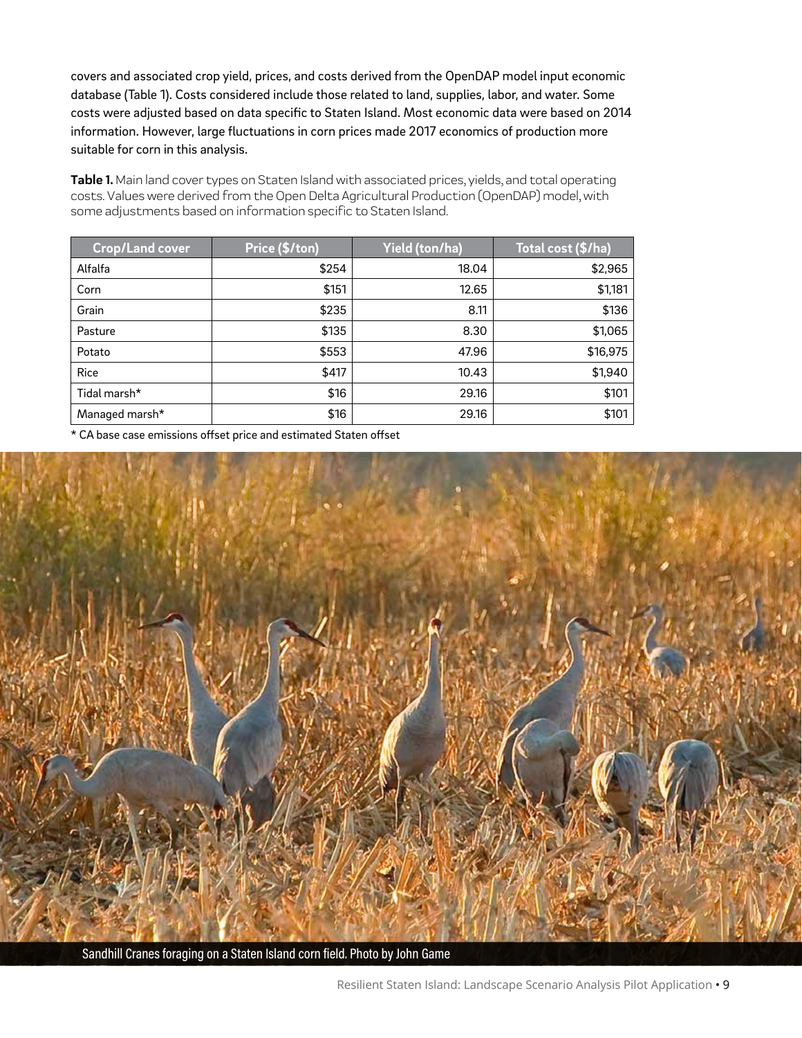covers and associated crop yield, prices, and costs derived from the OpenDAP model input economic database (Table 1). Costs considered include those related to land, supplies, labor, and water. Some costs were adjusted based on data specific to Staten Island. Most economic data were based on 2014 information. However, large fluctuations in corn prices made 2017 economics of production more suitable for corn in this analysis.

**Table 1.** Main land cover types on Staten Island with associated prices, yields, and total operating costs. Values were derived from the Open Delta Agricultural Production (OpenDAP) model, with some adjustments based on information specific to Staten Island.

| Crop/Land cover | Price ($/ton) | Yield (ton/ha) | Total cost ($/ha) |
|---|---|---|---|
| Alfalfa | $254 | 18.04 | $2,965 |
| Corn | $151 | 12.65 | $1,181 |
| Grain | $235 | 8.11 | $136 |
| Pasture | $135 | 8.30 | $1,065 |
| Potato | $553 | 47.96 | $16,975 |
| Rice | $417 | 10.43 | $1,940 |
| Tidal marsh* | $16 | 29.16 | $101 |
| Managed marsh* | $16 | 29.16 | $101 |

* CA base case emissions offset price and estimated Staten offset

Sandhill Cranes foraging on a Staten Island corn field. Photo by John Game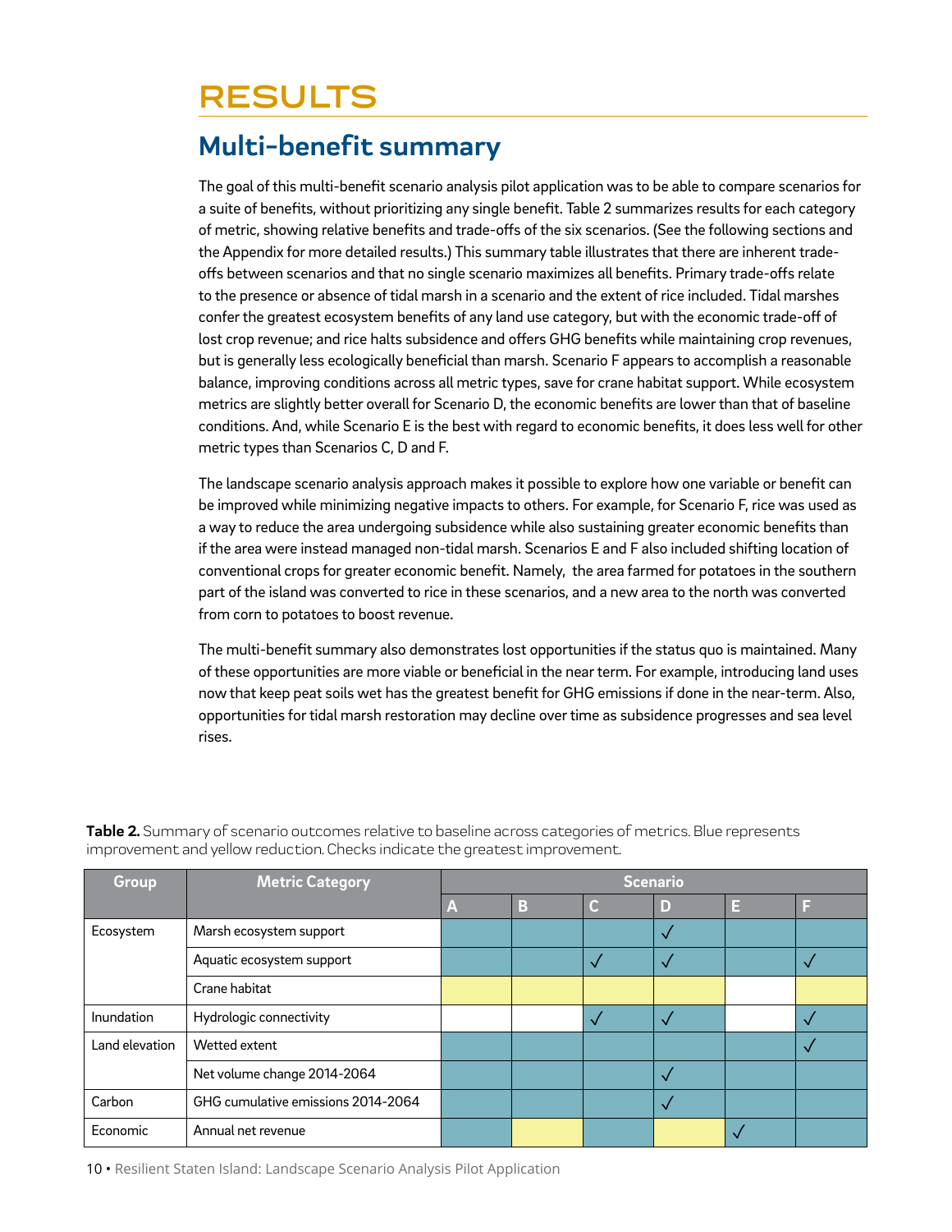# RESULTS

## Multi-benefit summary

The goal of this multi-benefit scenario analysis pilot application was to be able to compare scenarios for a suite of benefits, without prioritizing any single benefit. Table 2 summarizes results for each category of metric, showing relative benefits and trade-offs of the six scenarios. (See the following sections and the Appendix for more detailed results.) This summary table illustrates that there are inherent trade-offs between scenarios and that no single scenario maximizes all benefits. Primary trade-offs relate to the presence or absence of tidal marsh in a scenario and the extent of rice included. Tidal marshes confer the greatest ecosystem benefits of any land use category, but with the economic trade-off of lost crop revenue; and rice halts subsidence and offers GHG benefits while maintaining crop revenues, but is generally less ecologically beneficial than marsh. Scenario F appears to accomplish a reasonable balance, improving conditions across all metric types, save for crane habitat support. While ecosystem metrics are slightly better overall for Scenario D, the economic benefits are lower than that of baseline conditions. And, while Scenario E is the best with regard to economic benefits, it does less well for other metric types than Scenarios C, D and F.

The landscape scenario analysis approach makes it possible to explore how one variable or benefit can be improved while minimizing negative impacts to others. For example, for Scenario F, rice was used as a way to reduce the area undergoing subsidence while also sustaining greater economic benefits than if the area were instead managed non-tidal marsh. Scenarios E and F also included shifting location of conventional crops for greater economic benefit. Namely, the area farmed for potatoes in the southern part of the island was converted to rice in these scenarios, and a new area to the north was converted from corn to potatoes to boost revenue.

The multi-benefit summary also demonstrates lost opportunities if the status quo is maintained. Many of these opportunities are more viable or beneficial in the near term. For example, introducing land uses now that keep peat soils wet has the greatest benefit for GHG emissions if done in the near-term. Also, opportunities for tidal marsh restoration may decline over time as subsidence progresses and sea level rises.

**Table 2.** Summary of scenario outcomes relative to baseline across categories of metrics. Blue represents improvement and yellow reduction. Checks indicate the greatest improvement.

| Group | Metric Category | Scenario | | | | | |
|---|---|---|---|---|---|---|---|
| | | A | B | C | D | E | F |
| Ecosystem | Marsh ecosystem support | Blue | Blue | Blue | Blue ✓ | Blue | Blue |
| | Aquatic ecosystem support | Blue | Blue | Blue ✓ | Blue ✓ | Blue | Blue ✓ |
| | Crane habitat | Yellow | Yellow | Yellow | Yellow | | Yellow |
| Inundation | Hydrologic connectivity | | | Blue ✓ | Blue ✓ | | Blue ✓ |
| Land elevation | Wetted extent | Blue | Blue | Blue | Blue | Blue | Blue ✓ |
| | Net volume change 2014-2064 | Blue | Blue | Blue | Blue ✓ | Blue | Blue |
| Carbon | GHG cumulative emissions 2014-2064 | Blue | Blue | Blue | Blue ✓ | Blue | Blue |
| Economic | Annual net revenue | Blue | Yellow | Blue | Yellow | Blue ✓ | Blue |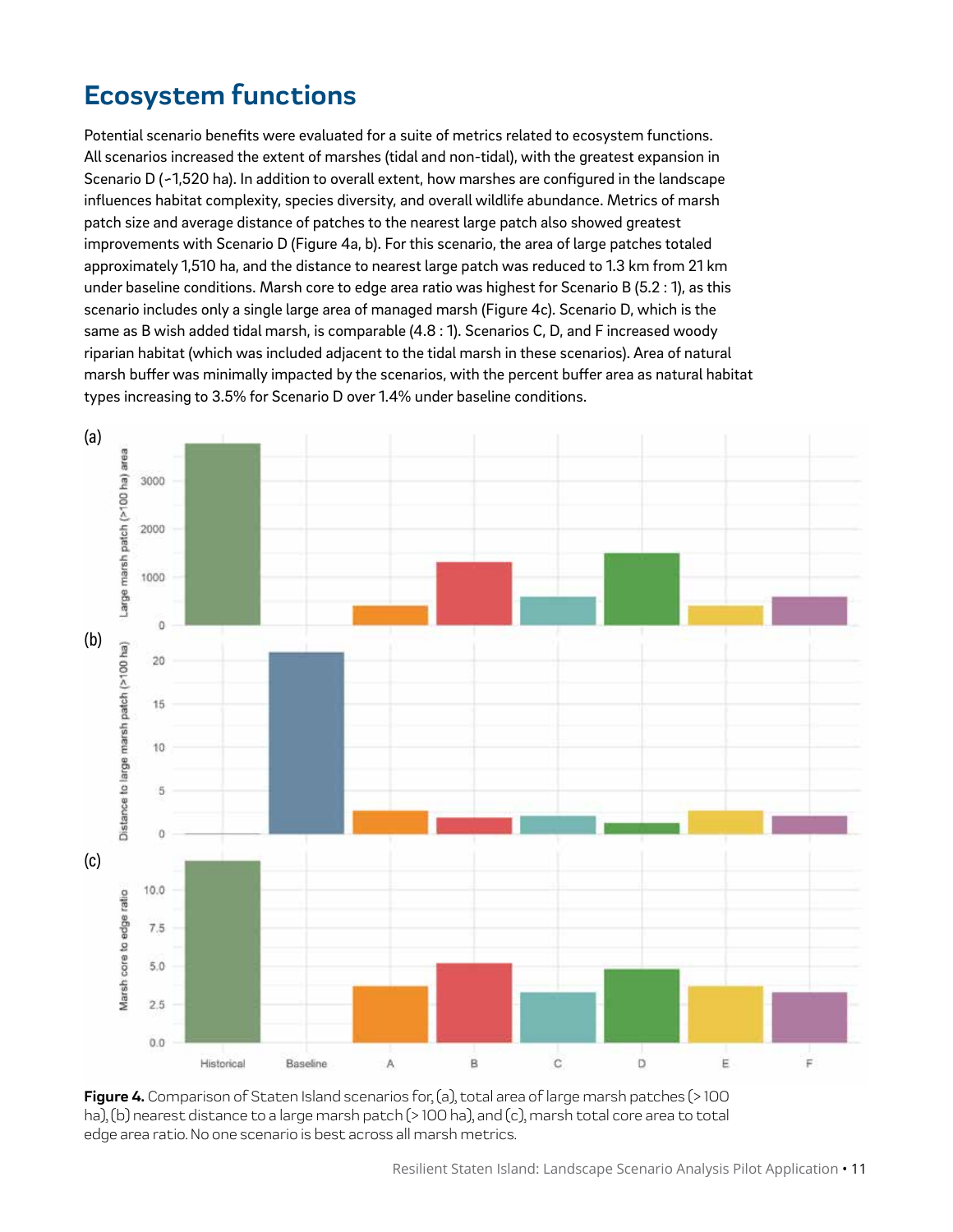## Ecosystem functions

Potential scenario benefits were evaluated for a suite of metrics related to ecosystem functions. All scenarios increased the extent of marshes (tidal and non-tidal), with the greatest expansion in Scenario D (~1,520 ha). In addition to overall extent, how marshes are configured in the landscape influences habitat complexity, species diversity, and overall wildlife abundance. Metrics of marsh patch size and average distance of patches to the nearest large patch also showed greatest improvements with Scenario D (Figure 4a, b). For this scenario, the area of large patches totaled approximately 1,510 ha, and the distance to nearest large patch was reduced to 1.3 km from 21 km under baseline conditions. Marsh core to edge area ratio was highest for Scenario B (5.2 : 1), as this scenario includes only a single large area of managed marsh (Figure 4c). Scenario D, which is the same as B wish added tidal marsh, is comparable (4.8 : 1). Scenarios C, D, and F increased woody riparian habitat (which was included adjacent to the tidal marsh in these scenarios). Area of natural marsh buffer was minimally impacted by the scenarios, with the percent buffer area as natural habitat types increasing to 3.5% for Scenario D over 1.4% under baseline conditions.

**Figure 4.** Comparison of Staten Island scenarios for, (a), total area of large marsh patches (> 100 ha), (b) nearest distance to a large marsh patch (> 100 ha), and (c), marsh total core area to total edge area ratio. No one scenario is best across all marsh metrics.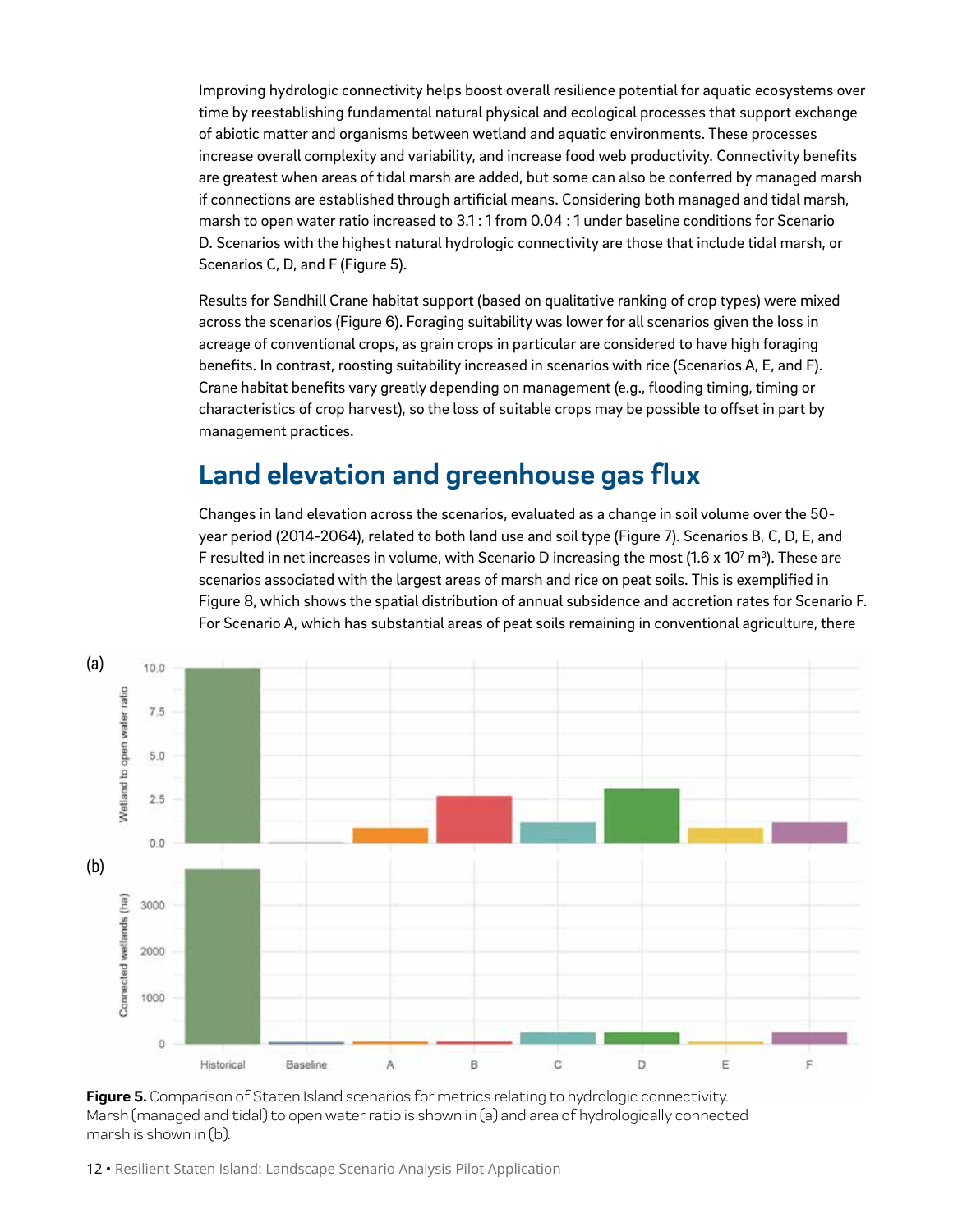Improving hydrologic connectivity helps boost overall resilience potential for aquatic ecosystems over time by reestablishing fundamental natural physical and ecological processes that support exchange of abiotic matter and organisms between wetland and aquatic environments. These processes increase overall complexity and variability, and increase food web productivity. Connectivity benefits are greatest when areas of tidal marsh are added, but some can also be conferred by managed marsh if connections are established through artificial means. Considering both managed and tidal marsh, marsh to open water ratio increased to 3.1 : 1 from 0.04 : 1 under baseline conditions for Scenario D. Scenarios with the highest natural hydrologic connectivity are those that include tidal marsh, or Scenarios C, D, and F (Figure 5).

Results for Sandhill Crane habitat support (based on qualitative ranking of crop types) were mixed across the scenarios (Figure 6). Foraging suitability was lower for all scenarios given the loss in acreage of conventional crops, as grain crops in particular are considered to have high foraging benefits. In contrast, roosting suitability increased in scenarios with rice (Scenarios A, E, and F). Crane habitat benefits vary greatly depending on management (e.g., flooding timing, timing or characteristics of crop harvest), so the loss of suitable crops may be possible to offset in part by management practices.

## Land elevation and greenhouse gas flux

Changes in land elevation across the scenarios, evaluated as a change in soil volume over the 50-year period (2014-2064), related to both land use and soil type (Figure 7). Scenarios B, C, D, E, and F resulted in net increases in volume, with Scenario D increasing the most ($1.6 \times 10^7$ m$^3$). These are scenarios associated with the largest areas of marsh and rice on peat soils. This is exemplified in Figure 8, which shows the spatial distribution of annual subsidence and accretion rates for Scenario F. For Scenario A, which has substantial areas of peat soils remaining in conventional agriculture, there

**Figure 5.** Comparison of Staten Island scenarios for metrics relating to hydrologic connectivity. Marsh (managed and tidal) to open water ratio is shown in (a) and area of hydrologically connected marsh is shown in (b).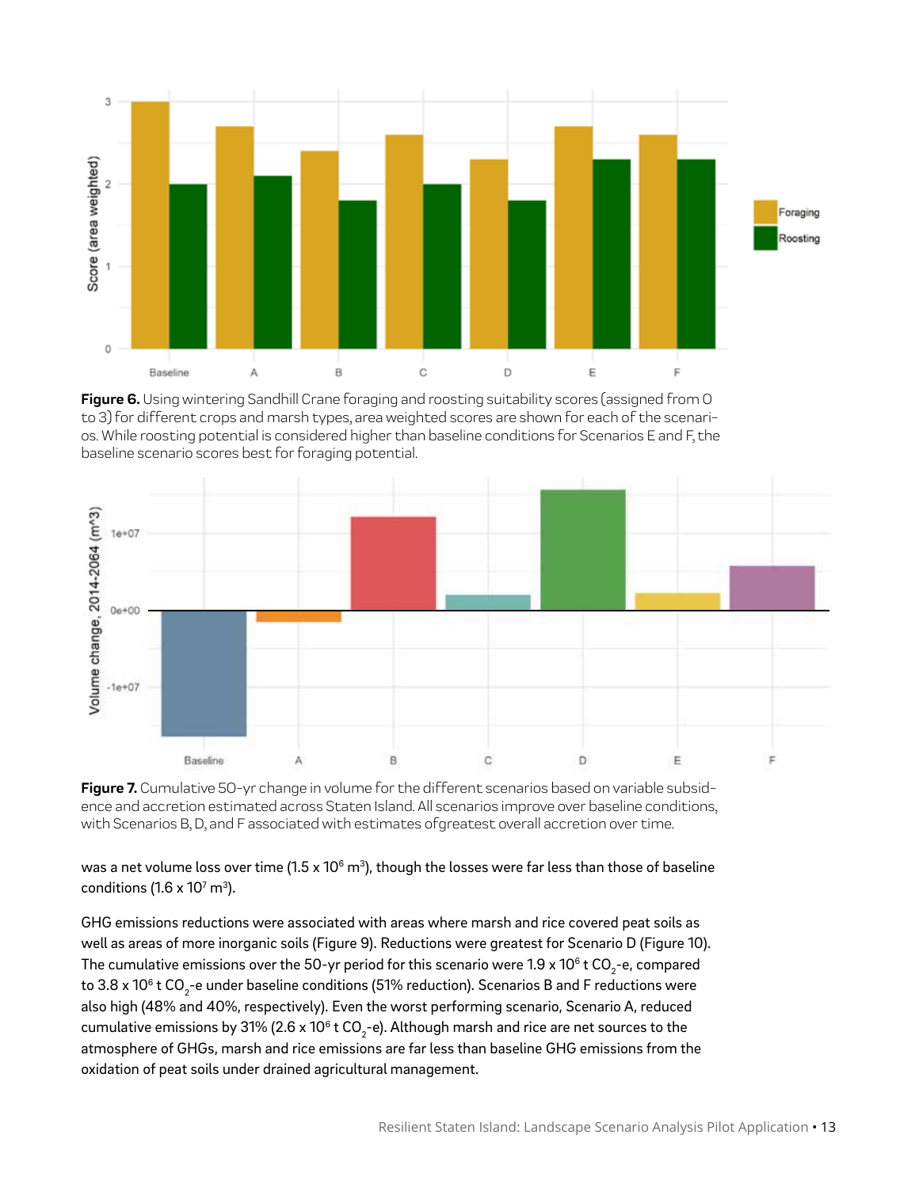**Figure 6.** Using wintering Sandhill Crane foraging and roosting suitability scores (assigned from 0 to 3) for different crops and marsh types, area weighted scores are shown for each of the scenarios. While roosting potential is considered higher than baseline conditions for Scenarios E and F, the baseline scenario scores best for foraging potential.

**Figure 7.** Cumulative 50-yr change in volume for the different scenarios based on variable subsidence and accretion estimated across Staten Island. All scenarios improve over baseline conditions, with Scenarios B, D, and F associated with estimates ofgreatest overall accretion over time.

was a net volume loss over time (1.5 x $10^6$ $m^3$), though the losses were far less than those of baseline conditions (1.6 x $10^7$ $m^3$).

GHG emissions reductions were associated with areas where marsh and rice covered peat soils as well as areas of more inorganic soils (Figure 9). Reductions were greatest for Scenario D (Figure 10). The cumulative emissions over the 50-yr period for this scenario were 1.9 x $10^6$ t $CO_2$-e, compared to 3.8 x $10^6$ t $CO_2$-e under baseline conditions (51% reduction). Scenarios B and F reductions were also high (48% and 40%, respectively). Even the worst performing scenario, Scenario A, reduced cumulative emissions by 31% (2.6 x $10^6$ t $CO_2$-e). Although marsh and rice are net sources to the atmosphere of GHGs, marsh and rice emissions are far less than baseline GHG emissions from the oxidation of peat soils under drained agricultural management.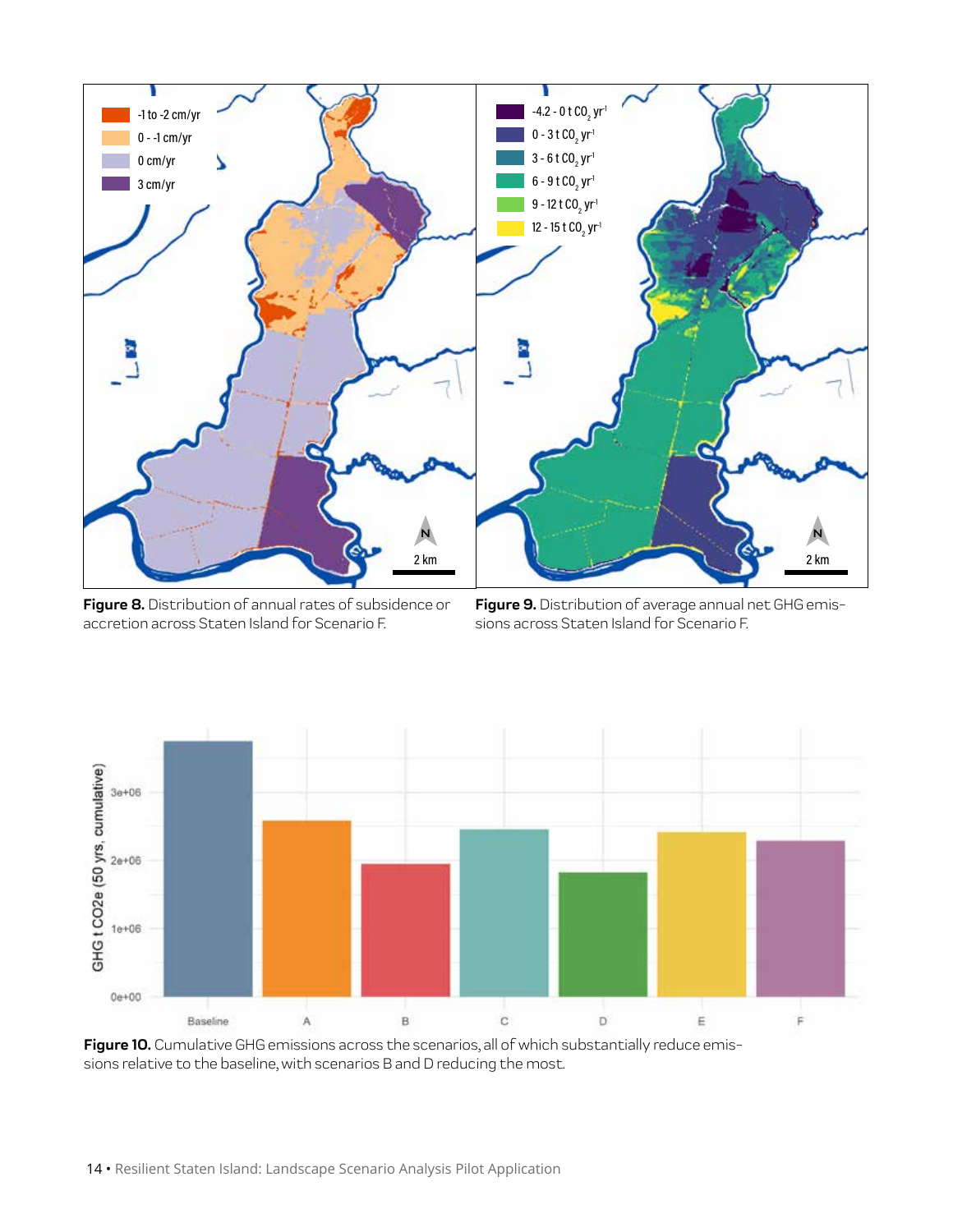**Figure 8.** Distribution of annual rates of subsidence or accretion across Staten Island for Scenario F.

**Figure 9.** Distribution of average annual net GHG emissions across Staten Island for Scenario F.

**Figure 10.** Cumulative GHG emissions across the scenarios, all of which substantially reduce emissions relative to the baseline, with scenarios B and D reducing the most.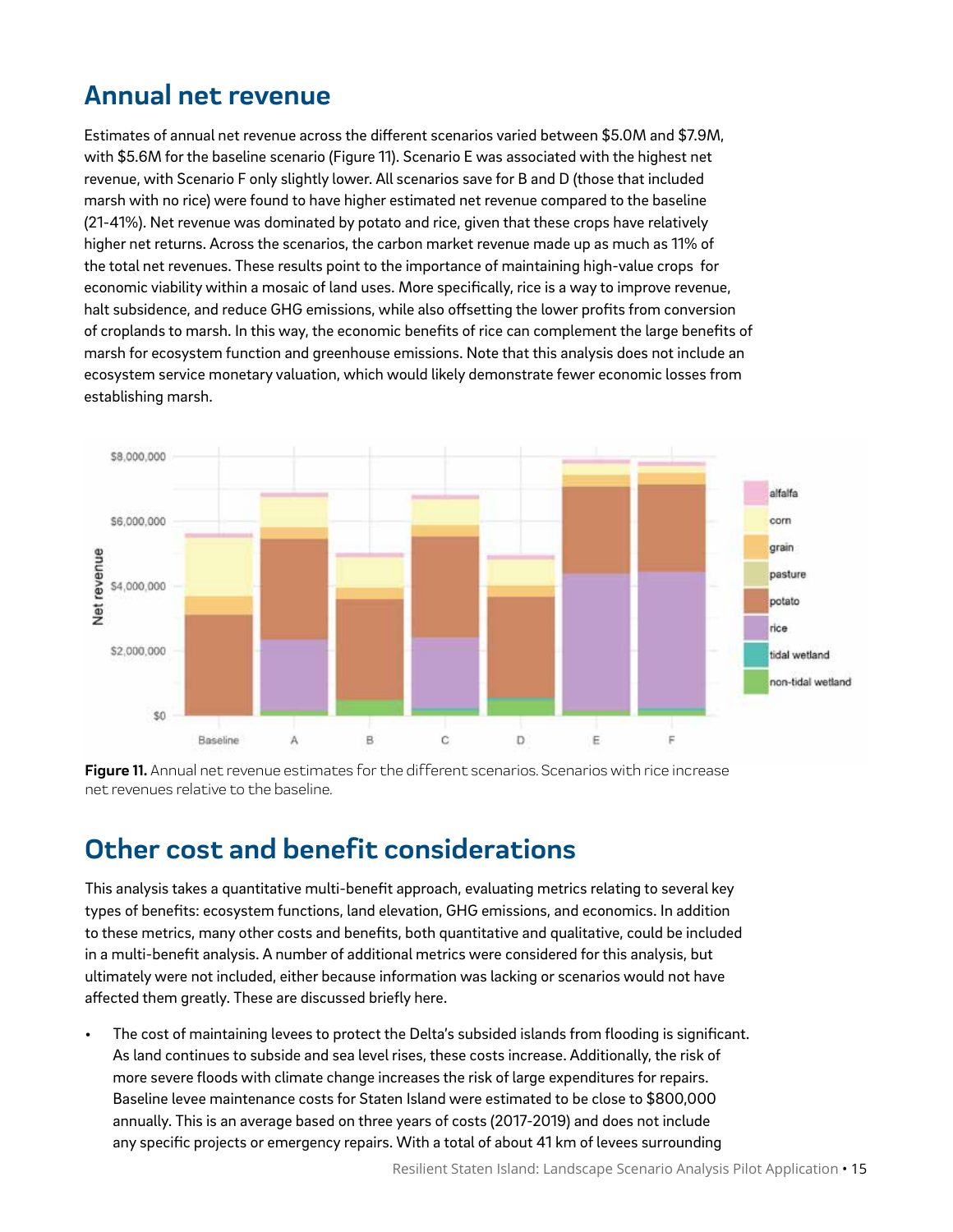## Annual net revenue

Estimates of annual net revenue across the different scenarios varied between $5.0M and $7.9M, with $5.6M for the baseline scenario (Figure 11). Scenario E was associated with the highest net revenue, with Scenario F only slightly lower. All scenarios save for B and D (those that included marsh with no rice) were found to have higher estimated net revenue compared to the baseline (21-41%). Net revenue was dominated by potato and rice, given that these crops have relatively higher net returns. Across the scenarios, the carbon market revenue made up as much as 11% of the total net revenues. These results point to the importance of maintaining high-value crops for economic viability within a mosaic of land uses. More specifically, rice is a way to improve revenue, halt subsidence, and reduce GHG emissions, while also offsetting the lower profits from conversion of croplands to marsh. In this way, the economic benefits of rice can complement the large benefits of marsh for ecosystem function and greenhouse emissions. Note that this analysis does not include an ecosystem service monetary valuation, which would likely demonstrate fewer economic losses from establishing marsh.

**Figure 11.** Annual net revenue estimates for the different scenarios. Scenarios with rice increase net revenues relative to the baseline.

## Other cost and benefit considerations

This analysis takes a quantitative multi-benefit approach, evaluating metrics relating to several key types of benefits: ecosystem functions, land elevation, GHG emissions, and economics. In addition to these metrics, many other costs and benefits, both quantitative and qualitative, could be included in a multi-benefit analysis. A number of additional metrics were considered for this analysis, but ultimately were not included, either because information was lacking or scenarios would not have affected them greatly. These are discussed briefly here.

- The cost of maintaining levees to protect the Delta's subsided islands from flooding is significant. As land continues to subside and sea level rises, these costs increase. Additionally, the risk of more severe floods with climate change increases the risk of large expenditures for repairs. Baseline levee maintenance costs for Staten Island were estimated to be close to $800,000 annually. This is an average based on three years of costs (2017-2019) and does not include any specific projects or emergency repairs. With a total of about 41 km of levees surrounding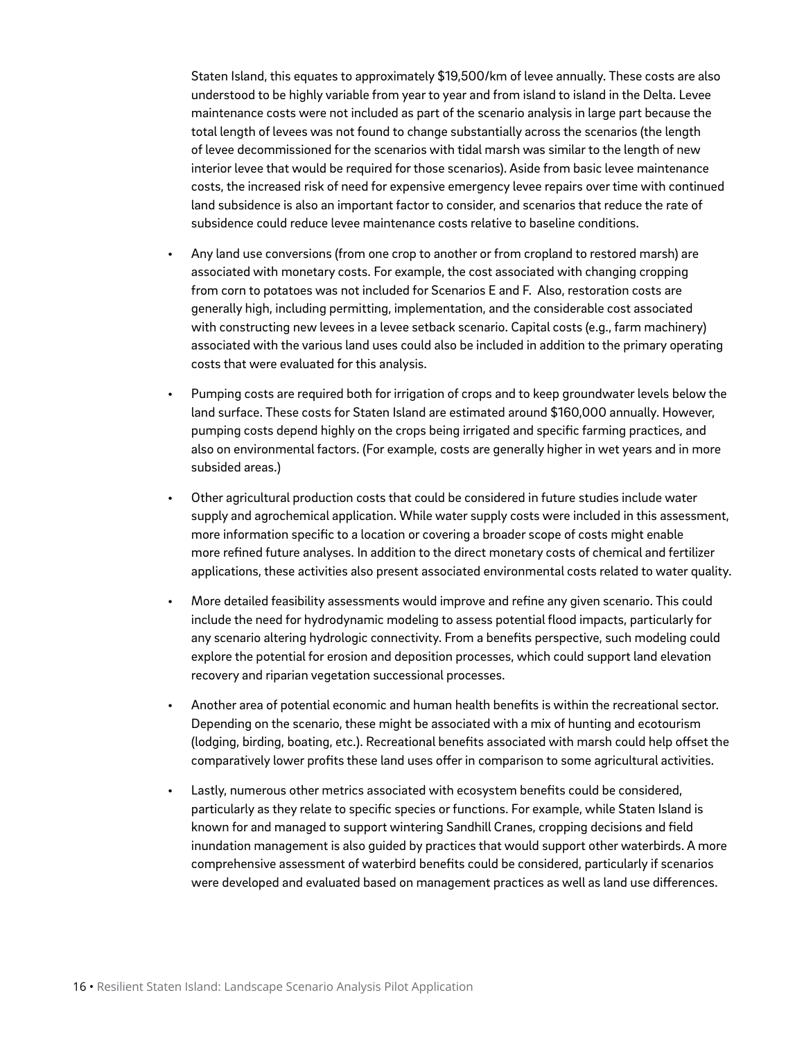Staten Island, this equates to approximately $19,500/km of levee annually. These costs are also understood to be highly variable from year to year and from island to island in the Delta. Levee maintenance costs were not included as part of the scenario analysis in large part because the total length of levees was not found to change substantially across the scenarios (the length of levee decommissioned for the scenarios with tidal marsh was similar to the length of new interior levee that would be required for those scenarios). Aside from basic levee maintenance costs, the increased risk of need for expensive emergency levee repairs over time with continued land subsidence is also an important factor to consider, and scenarios that reduce the rate of subsidence could reduce levee maintenance costs relative to baseline conditions.

- Any land use conversions (from one crop to another or from cropland to restored marsh) are associated with monetary costs. For example, the cost associated with changing cropping from corn to potatoes was not included for Scenarios E and F. Also, restoration costs are generally high, including permitting, implementation, and the considerable cost associated with constructing new levees in a levee setback scenario. Capital costs (e.g., farm machinery) associated with the various land uses could also be included in addition to the primary operating costs that were evaluated for this analysis.

- Pumping costs are required both for irrigation of crops and to keep groundwater levels below the land surface. These costs for Staten Island are estimated around $160,000 annually. However, pumping costs depend highly on the crops being irrigated and specific farming practices, and also on environmental factors. (For example, costs are generally higher in wet years and in more subsided areas.)

- Other agricultural production costs that could be considered in future studies include water supply and agrochemical application. While water supply costs were included in this assessment, more information specific to a location or covering a broader scope of costs might enable more refined future analyses. In addition to the direct monetary costs of chemical and fertilizer applications, these activities also present associated environmental costs related to water quality.

- More detailed feasibility assessments would improve and refine any given scenario. This could include the need for hydrodynamic modeling to assess potential flood impacts, particularly for any scenario altering hydrologic connectivity. From a benefits perspective, such modeling could explore the potential for erosion and deposition processes, which could support land elevation recovery and riparian vegetation successional processes.

- Another area of potential economic and human health benefits is within the recreational sector. Depending on the scenario, these might be associated with a mix of hunting and ecotourism (lodging, birding, boating, etc.). Recreational benefits associated with marsh could help offset the comparatively lower profits these land uses offer in comparison to some agricultural activities.

- Lastly, numerous other metrics associated with ecosystem benefits could be considered, particularly as they relate to specific species or functions. For example, while Staten Island is known for and managed to support wintering Sandhill Cranes, cropping decisions and field inundation management is also guided by practices that would support other waterbirds. A more comprehensive assessment of waterbird benefits could be considered, particularly if scenarios were developed and evaluated based on management practices as well as land use differences.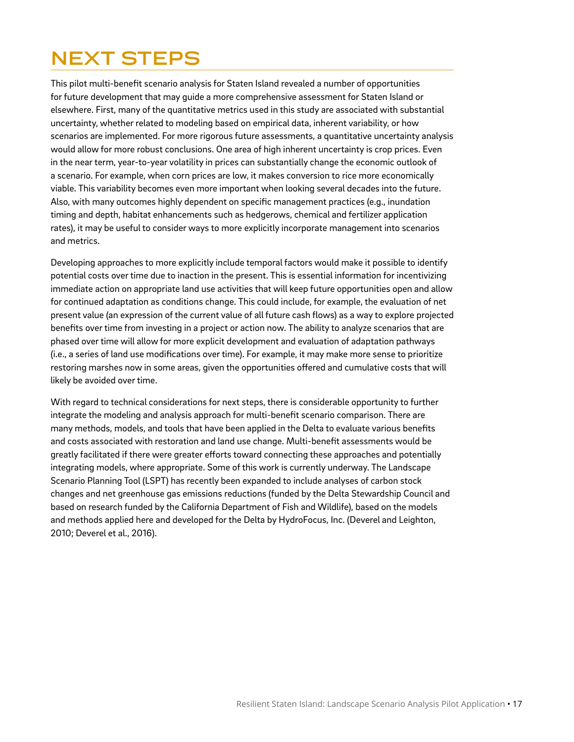# NEXT STEPS

This pilot multi-benefit scenario analysis for Staten Island revealed a number of opportunities for future development that may guide a more comprehensive assessment for Staten Island or elsewhere. First, many of the quantitative metrics used in this study are associated with substantial uncertainty, whether related to modeling based on empirical data, inherent variability, or how scenarios are implemented. For more rigorous future assessments, a quantitative uncertainty analysis would allow for more robust conclusions. One area of high inherent uncertainty is crop prices. Even in the near term, year-to-year volatility in prices can substantially change the economic outlook of a scenario. For example, when corn prices are low, it makes conversion to rice more economically viable. This variability becomes even more important when looking several decades into the future. Also, with many outcomes highly dependent on specific management practices (e.g., inundation timing and depth, habitat enhancements such as hedgerows, chemical and fertilizer application rates), it may be useful to consider ways to more explicitly incorporate management into scenarios and metrics.

Developing approaches to more explicitly include temporal factors would make it possible to identify potential costs over time due to inaction in the present. This is essential information for incentivizing immediate action on appropriate land use activities that will keep future opportunities open and allow for continued adaptation as conditions change. This could include, for example, the evaluation of net present value (an expression of the current value of all future cash flows) as a way to explore projected benefits over time from investing in a project or action now. The ability to analyze scenarios that are phased over time will allow for more explicit development and evaluation of adaptation pathways (i.e., a series of land use modifications over time). For example, it may make more sense to prioritize restoring marshes now in some areas, given the opportunities offered and cumulative costs that will likely be avoided over time.

With regard to technical considerations for next steps, there is considerable opportunity to further integrate the modeling and analysis approach for multi-benefit scenario comparison. There are many methods, models, and tools that have been applied in the Delta to evaluate various benefits and costs associated with restoration and land use change. Multi-benefit assessments would be greatly facilitated if there were greater efforts toward connecting these approaches and potentially integrating models, where appropriate. Some of this work is currently underway. The Landscape Scenario Planning Tool (LSPT) has recently been expanded to include analyses of carbon stock changes and net greenhouse gas emissions reductions (funded by the Delta Stewardship Council and based on research funded by the California Department of Fish and Wildlife), based on the models and methods applied here and developed for the Delta by HydroFocus, Inc. (Deverel and Leighton, 2010; Deverel et al., 2016).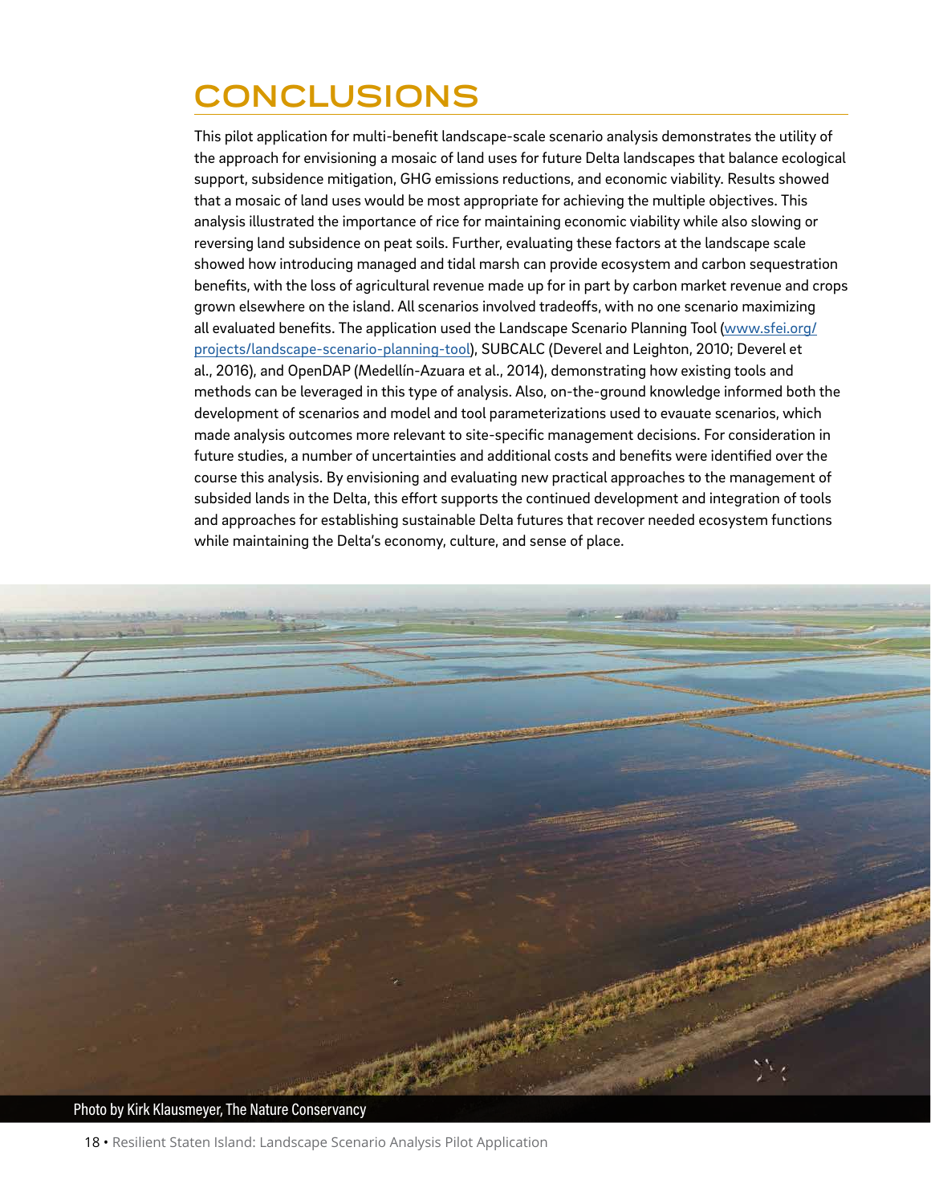# CONCLUSIONS

This pilot application for multi-benefit landscape-scale scenario analysis demonstrates the utility of the approach for envisioning a mosaic of land uses for future Delta landscapes that balance ecological support, subsidence mitigation, GHG emissions reductions, and economic viability. Results showed that a mosaic of land uses would be most appropriate for achieving the multiple objectives. This analysis illustrated the importance of rice for maintaining economic viability while also slowing or reversing land subsidence on peat soils. Further, evaluating these factors at the landscape scale showed how introducing managed and tidal marsh can provide ecosystem and carbon sequestration benefits, with the loss of agricultural revenue made up for in part by carbon market revenue and crops grown elsewhere on the island. All scenarios involved tradeoffs, with no one scenario maximizing all evaluated benefits. The application used the Landscape Scenario Planning Tool ([www.sfei.org/projects/landscape-scenario-planning-tool](www.sfei.org/projects/landscape-scenario-planning-tool)), SUBCALC (Deverel and Leighton, 2010; Deverel et al., 2016), and OpenDAP (Medellín-Azuara et al., 2014), demonstrating how existing tools and methods can be leveraged in this type of analysis. Also, on-the-ground knowledge informed both the development of scenarios and model and tool parameterizations used to evauate scenarios, which made analysis outcomes more relevant to site-specific management decisions. For consideration in future studies, a number of uncertainties and additional costs and benefits were identified over the course this analysis. By envisioning and evaluating new practical approaches to the management of subsided lands in the Delta, this effort supports the continued development and integration of tools and approaches for establishing sustainable Delta futures that recover needed ecosystem functions while maintaining the Delta's economy, culture, and sense of place.

Photo by Kirk Klausmeyer, The Nature Conservancy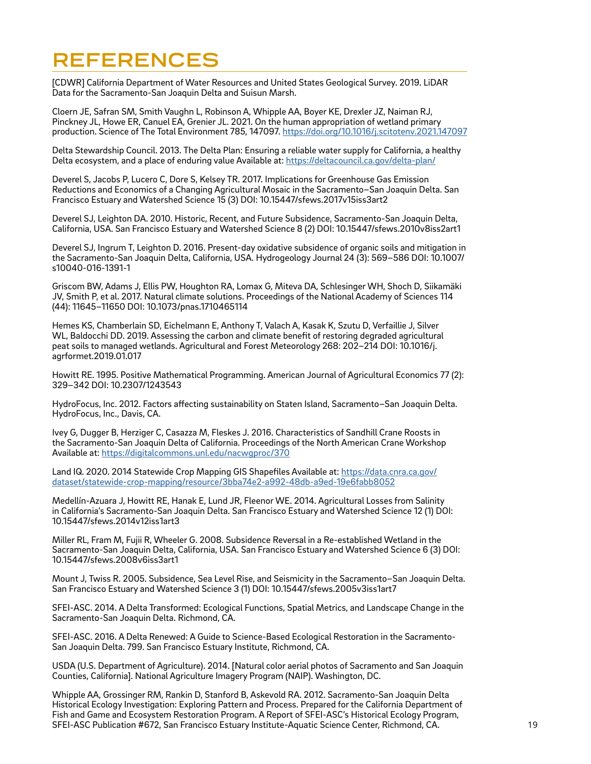# REFERENCES

[CDWR] California Department of Water Resources and United States Geological Survey. 2019. LiDAR Data for the Sacramento-San Joaquin Delta and Suisun Marsh.

Cloern JE, Safran SM, Smith Vaughn L, Robinson A, Whipple AA, Boyer KE, Drexler JZ, Naiman RJ, Pinckney JL, Howe ER, Canuel EA, Grenier JL. 2021. On the human appropriation of wetland primary production. Science of The Total Environment 785, 147097. https://doi.org/10.1016/j.scitotenv.2021.147097

Delta Stewardship Council. 2013. The Delta Plan: Ensuring a reliable water supply for California, a healthy Delta ecosystem, and a place of enduring value Available at: https://deltacouncil.ca.gov/delta-plan/

Deverel S, Jacobs P, Lucero C, Dore S, Kelsey TR. 2017. Implications for Greenhouse Gas Emission Reductions and Economics of a Changing Agricultural Mosaic in the Sacramento–San Joaquin Delta. San Francisco Estuary and Watershed Science 15 (3) DOI: 10.15447/sfews.2017v15iss3art2

Deverel SJ, Leighton DA. 2010. Historic, Recent, and Future Subsidence, Sacramento-San Joaquin Delta, California, USA. San Francisco Estuary and Watershed Science 8 (2) DOI: 10.15447/sfews.2010v8iss2art1

Deverel SJ, Ingrum T, Leighton D. 2016. Present-day oxidative subsidence of organic soils and mitigation in the Sacramento-San Joaquin Delta, California, USA. Hydrogeology Journal 24 (3): 569–586 DOI: 10.1007/s10040-016-1391-1

Griscom BW, Adams J, Ellis PW, Houghton RA, Lomax G, Miteva DA, Schlesinger WH, Shoch D, Siikamäki JV, Smith P, et al. 2017. Natural climate solutions. Proceedings of the National Academy of Sciences 114 (44): 11645–11650 DOI: 10.1073/pnas.1710465114

Hemes KS, Chamberlain SD, Eichelmann E, Anthony T, Valach A, Kasak K, Szutu D, Verfaillie J, Silver WL, Baldocchi DD. 2019. Assessing the carbon and climate benefit of restoring degraded agricultural peat soils to managed wetlands. Agricultural and Forest Meteorology 268: 202–214 DOI: 10.1016/j.agrformet.2019.01.017

Howitt RE. 1995. Positive Mathematical Programming. American Journal of Agricultural Economics 77 (2): 329–342 DOI: 10.2307/1243543

HydroFocus, Inc. 2012. Factors affecting sustainability on Staten Island, Sacramento–San Joaquin Delta. HydroFocus, Inc., Davis, CA.

Ivey G, Dugger B, Herziger C, Casazza M, Fleskes J. 2016. Characteristics of Sandhill Crane Roosts in the Sacramento-San Joaquin Delta of California. Proceedings of the North American Crane Workshop Available at: https://digitalcommons.unl.edu/nacwgproc/370

Land IQ. 2020. 2014 Statewide Crop Mapping GIS Shapefiles Available at: https://data.cnra.ca.gov/dataset/statewide-crop-mapping/resource/3bba74e2-a992-48db-a9ed-19e6fabb8052

Medellín-Azuara J, Howitt RE, Hanak E, Lund JR, Fleenor WE. 2014. Agricultural Losses from Salinity in California's Sacramento-San Joaquin Delta. San Francisco Estuary and Watershed Science 12 (1) DOI: 10.15447/sfews.2014v12iss1art3

Miller RL, Fram M, Fujii R, Wheeler G. 2008. Subsidence Reversal in a Re-established Wetland in the Sacramento-San Joaquin Delta, California, USA. San Francisco Estuary and Watershed Science 6 (3) DOI: 10.15447/sfews.2008v6iss3art1

Mount J, Twiss R. 2005. Subsidence, Sea Level Rise, and Seismicity in the Sacramento–San Joaquin Delta. San Francisco Estuary and Watershed Science 3 (1) DOI: 10.15447/sfews.2005v3iss1art7

SFEI-ASC. 2014. A Delta Transformed: Ecological Functions, Spatial Metrics, and Landscape Change in the Sacramento-San Joaquin Delta. Richmond, CA.

SFEI-ASC. 2016. A Delta Renewed: A Guide to Science-Based Ecological Restoration in the Sacramento-San Joaquin Delta. 799. San Francisco Estuary Institute, Richmond, CA.

USDA (U.S. Department of Agriculture). 2014. [Natural color aerial photos of Sacramento and San Joaquin Counties, California]. National Agriculture Imagery Program (NAIP). Washington, DC.

Whipple AA, Grossinger RM, Rankin D, Stanford B, Askevold RA. 2012. Sacramento-San Joaquin Delta Historical Ecology Investigation: Exploring Pattern and Process. Prepared for the California Department of Fish and Game and Ecosystem Restoration Program. A Report of SFEI-ASC's Historical Ecology Program, SFEI-ASC Publication #672, San Francisco Estuary Institute-Aquatic Science Center, Richmond, CA.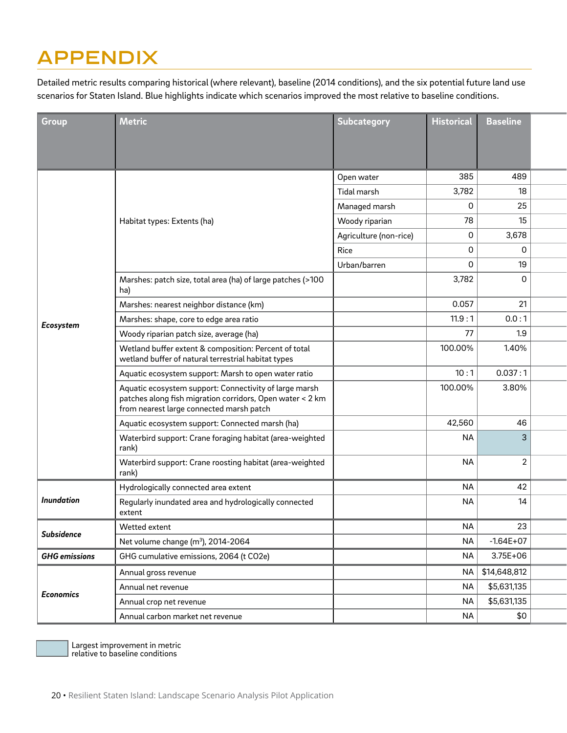# APPENDIX

Detailed metric results comparing historical (where relevant), baseline (2014 conditions), and the six potential future land use scenarios for Staten Island. Blue highlights indicate which scenarios improved the most relative to baseline conditions.

| Group | Metric | Subcategory | Historical | Baseline |
|---|---|---|---|---|
| ***Ecosystem*** | Habitat types: Extents (ha) | Open water | 385 | 489 |
| | | Tidal marsh | 3,782 | 18 |
| | | Managed marsh | 0 | 25 |
| | | Woody riparian | 78 | 15 |
| | | Agriculture (non-rice) | 0 | 3,678 |
| | | Rice | 0 | 0 |
| | | Urban/barren | 0 | 19 |
| | Marshes: patch size, total area (ha) of large patches (>100 ha) | | 3,782 | 0 |
| | Marshes: nearest neighbor distance (km) | | 0.057 | 21 |
| | Marshes: shape, core to edge area ratio | | 11.9 : 1 | 0.0 : 1 |
| | Woody riparian patch size, average (ha) | | 77 | 1.9 |
| | Wetland buffer extent & composition: Percent of total wetland buffer of natural terrestrial habitat types | | 100.00% | 1.40% |
| | Aquatic ecosystem support: Marsh to open water ratio | | 10 : 1 | 0.037 : 1 |
| | Aquatic ecosystem support: Connectivity of large marsh patches along fish migration corridors, Open water < 2 km from nearest large connected marsh patch | | 100.00% | 3.80% |
| | Aquatic ecosystem support: Connected marsh (ha) | | 42,560 | 46 |
| | Waterbird support: Crane foraging habitat (area-weighted rank) | | NA | 3 |
| | Waterbird support: Crane roosting habitat (area-weighted rank) | | NA | 2 |
| ***Inundation*** | Hydrologically connected area extent | | NA | 42 |
| | Regularly inundated area and hydrologically connected extent | | NA | 14 |
| ***Subsidence*** | Wetted extent | | NA | 23 |
| | Net volume change ($m^3$), 2014-2064 | | NA | -1.64E+07 |
| ***GHG emissions*** | GHG cumulative emissions, 2064 (t CO2e) | | NA | 3.75E+06 |
| ***Economics*** | Annual gross revenue | | NA | $14,648,812 |
| | Annual net revenue | | NA | $5,631,135 |
| | Annual crop net revenue | | NA | $5,631,135 |
| | Annual carbon market net revenue | | NA | $0 |

Largest improvement in metric relative to baseline conditions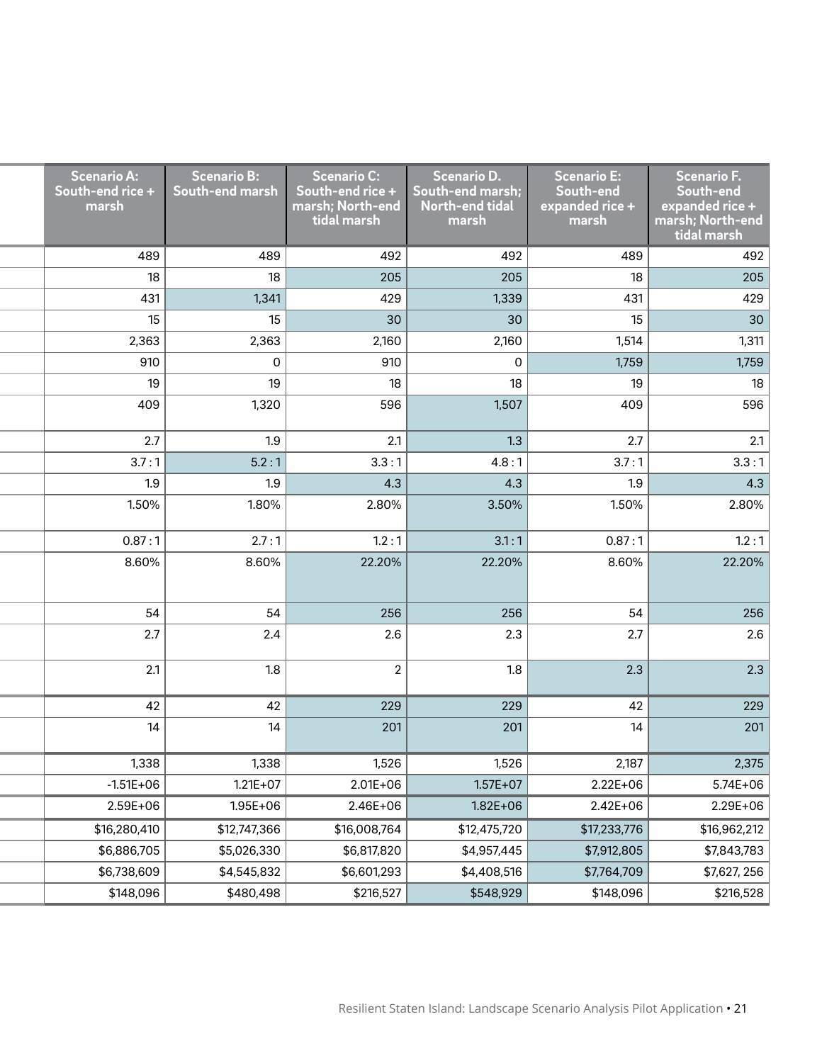| | Scenario A: South-end rice + marsh | Scenario B: South-end marsh | Scenario C: South-end rice + marsh; North-end tidal marsh | Scenario D. South-end marsh; North-end tidal marsh | Scenario E: South-end expanded rice + marsh | Scenario F. South-end expanded rice + marsh; North-end tidal marsh |
|---|---|---|---|---|---|---|
| | 489 | 489 | 492 | 492 | 489 | 492 |
| | 18 | 18 | 205 | 205 | 18 | 205 |
| | 431 | 1,341 | 429 | 1,339 | 431 | 429 |
| | 15 | 15 | 30 | 30 | 15 | 30 |
| | 2,363 | 2,363 | 2,160 | 2,160 | 1,514 | 1,311 |
| | 910 | 0 | 910 | 0 | 1,759 | 1,759 |
| | 19 | 19 | 18 | 18 | 19 | 18 |
| | 409 | 1,320 | 596 | 1,507 | 409 | 596 |
| | 2.7 | 1.9 | 2.1 | 1.3 | 2.7 | 2.1 |
| | 3.7 : 1 | 5.2 : 1 | 3.3 : 1 | 4.8 : 1 | 3.7 : 1 | 3.3 : 1 |
| | 1.9 | 1.9 | 4.3 | 4.3 | 1.9 | 4.3 |
| | 1.50% | 1.80% | 2.80% | 3.50% | 1.50% | 2.80% |
| | 0.87 : 1 | 2.7 : 1 | 1.2 : 1 | 3.1 : 1 | 0.87 : 1 | 1.2 : 1 |
| | 8.60% | 8.60% | 22.20% | 22.20% | 8.60% | 22.20% |
| | 54 | 54 | 256 | 256 | 54 | 256 |
| | 2.7 | 2.4 | 2.6 | 2.3 | 2.7 | 2.6 |
| | 2.1 | 1.8 | 2 | 1.8 | 2.3 | 2.3 |
| | 42 | 42 | 229 | 229 | 42 | 229 |
| | 14 | 14 | 201 | 201 | 14 | 201 |
| | 1,338 | 1,338 | 1,526 | 1,526 | 2,187 | 2,375 |
| | -1.51E+06 | 1.21E+07 | 2.01E+06 | 1.57E+07 | 2.22E+06 | 5.74E+06 |
| | 2.59E+06 | 1.95E+06 | 2.46E+06 | 1.82E+06 | 2.42E+06 | 2.29E+06 |
| | $16,280,410 | $12,747,366 | $16,008,764 | $12,475,720 | $17,233,776 | $16,962,212 |
| | $6,886,705 | $5,026,330 | $6,817,820 | $4,957,445 | $7,912,805 | $7,843,783 |
| | $6,738,609 | $4,545,832 | $6,601,293 | $4,408,516 | $7,764,709 | $7,627, 256 |
| | $148,096 | $480,498 | $216,527 | $548,929 | $148,096 | $216,528 |